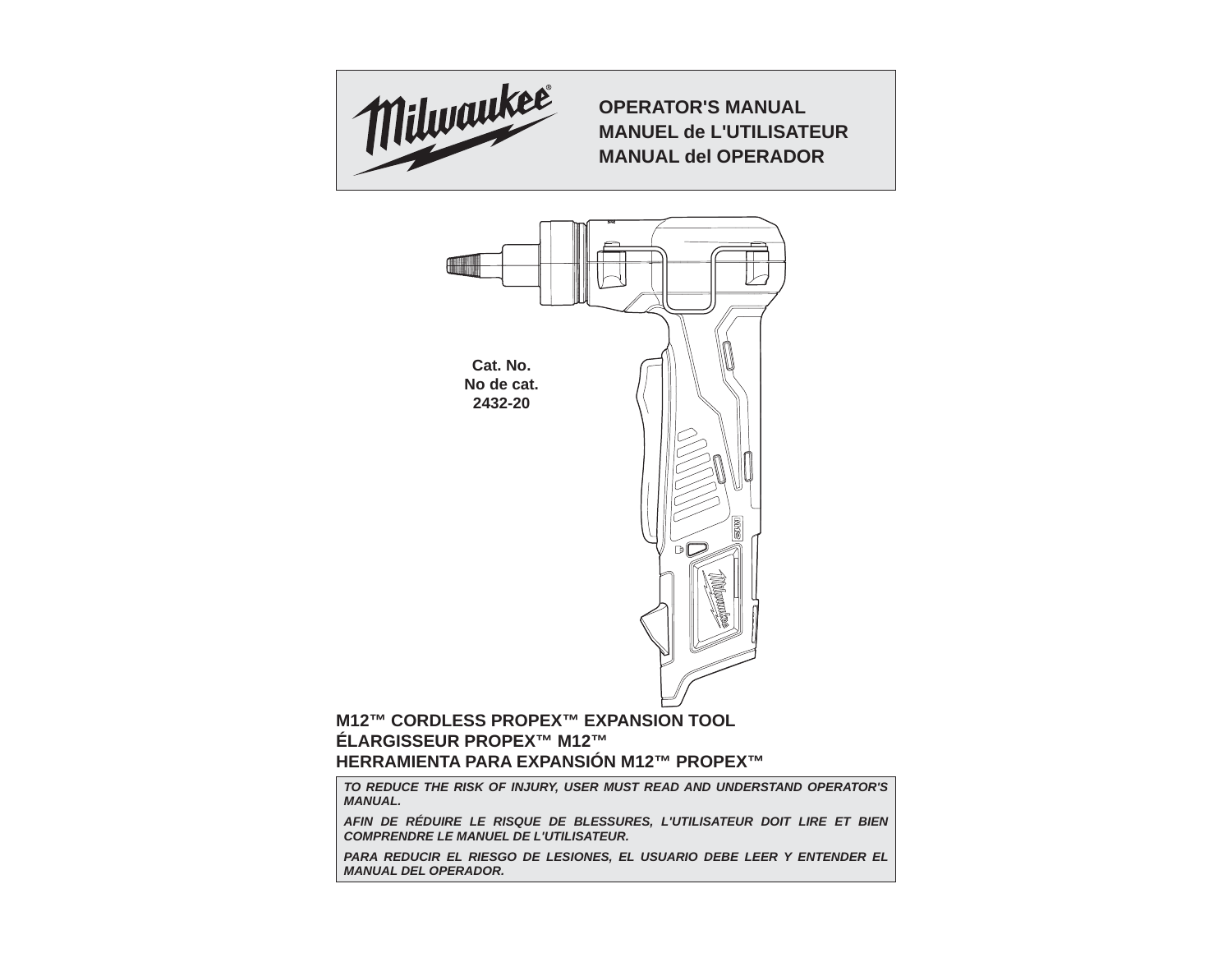**OPERATOR'S MANUAL**
**MANUEL de L'UTILISATEUR**
**MANUAL del OPERADOR**

**Cat. No.**
**No de cat.**
**2432-20**

# M12™ CORDLESS PROPEX™ EXPANSION TOOL
# ÉLARGISSEUR PROPEX™ M12™
# HERRAMIENTA PARA EXPANSIÓN M12™ PROPEX™

***TO REDUCE THE RISK OF INJURY, USER MUST READ AND UNDERSTAND OPERATOR'S MANUAL.***

***AFIN DE RÉDUIRE LE RISQUE DE BLESSURES, L'UTILISATEUR DOIT LIRE ET BIEN COMPRENDRE LE MANUEL DE L'UTILISATEUR.***

***PARA REDUCIR EL RIESGO DE LESIONES, EL USUARIO DEBE LEER Y ENTENDER EL MANUAL DEL OPERADOR.***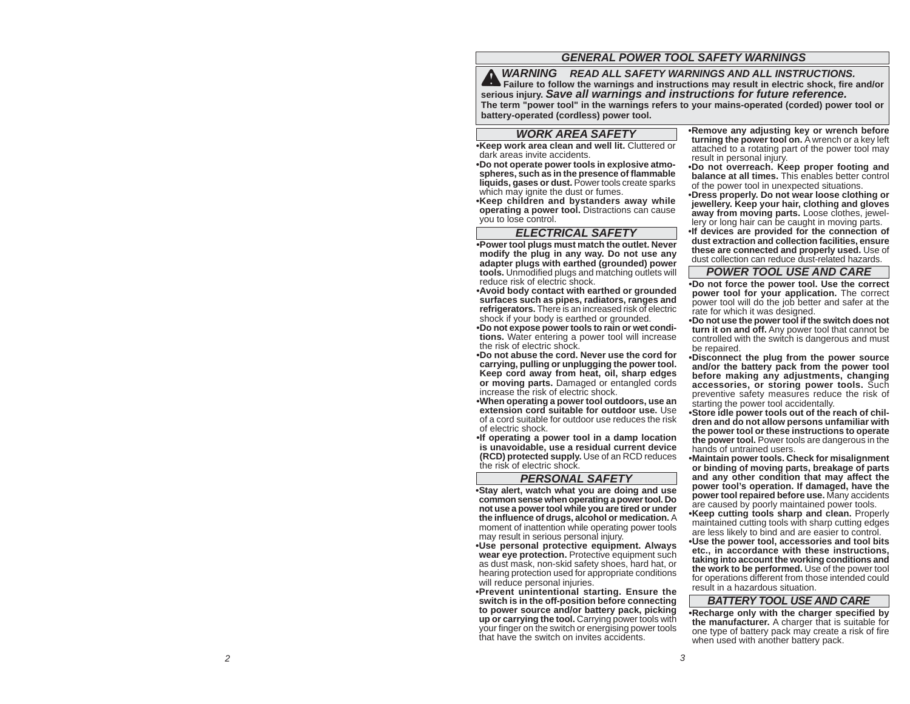## GENERAL POWER TOOL SAFETY WARNINGS

**⚠ *WARNING* *READ ALL SAFETY WARNINGS AND ALL INSTRUCTIONS.***
**Failure to follow the warnings and instructions may result in electric shock, fire and/or serious injury. *Save all warnings and instructions for future reference.***
**The term "power tool" in the warnings refers to your mains-operated (corded) power tool or battery-operated (cordless) power tool.**

### WORK AREA SAFETY

- **Keep work area clean and well lit.** Cluttered or dark areas invite accidents.
- **Do not operate power tools in explosive atmospheres, such as in the presence of flammable liquids, gases or dust.** Power tools create sparks which may ignite the dust or fumes.
- **Keep children and bystanders away while operating a power tool.** Distractions can cause you to lose control.

### ELECTRICAL SAFETY

- **Power tool plugs must match the outlet. Never modify the plug in any way. Do not use any adapter plugs with earthed (grounded) power tools.** Unmodified plugs and matching outlets will reduce risk of electric shock.
- **Avoid body contact with earthed or grounded surfaces such as pipes, radiators, ranges and refrigerators.** There is an increased risk of electric shock if your body is earthed or grounded.
- **Do not expose power tools to rain or wet conditions.** Water entering a power tool will increase the risk of electric shock.
- **Do not abuse the cord. Never use the cord for carrying, pulling or unplugging the power tool. Keep cord away from heat, oil, sharp edges or moving parts.** Damaged or entangled cords increase the risk of electric shock.
- **When operating a power tool outdoors, use an extension cord suitable for outdoor use.** Use of a cord suitable for outdoor use reduces the risk of electric shock.
- **If operating a power tool in a damp location is unavoidable, use a residual current device (RCD) protected supply.** Use of an RCD reduces the risk of electric shock.

### PERSONAL SAFETY

- **Stay alert, watch what you are doing and use common sense when operating a power tool. Do not use a power tool while you are tired or under the influence of drugs, alcohol or medication.** A moment of inattention while operating power tools may result in serious personal injury.
- **Use personal protective equipment. Always wear eye protection.** Protective equipment such as dust mask, non-skid safety shoes, hard hat, or hearing protection used for appropriate conditions will reduce personal injuries.
- **Prevent unintentional starting. Ensure the switch is in the off-position before connecting to power source and/or battery pack, picking up or carrying the tool.** Carrying power tools with your finger on the switch or energising power tools that have the switch on invites accidents.
- **Remove any adjusting key or wrench before turning the power tool on.** A wrench or a key left attached to a rotating part of the power tool may result in personal injury.
- **Do not overreach. Keep proper footing and balance at all times.** This enables better control of the power tool in unexpected situations.
- **Dress properly. Do not wear loose clothing or jewellery. Keep your hair, clothing and gloves away from moving parts.** Loose clothes, jewellery or long hair can be caught in moving parts.
- **If devices are provided for the connection of dust extraction and collection facilities, ensure these are connected and properly used.** Use of dust collection can reduce dust-related hazards.

### POWER TOOL USE AND CARE

- **Do not force the power tool. Use the correct power tool for your application.** The correct power tool will do the job better and safer at the rate for which it was designed.
- **Do not use the power tool if the switch does not turn it on and off.** Any power tool that cannot be controlled with the switch is dangerous and must be repaired.
- **Disconnect the plug from the power source and/or the battery pack from the power tool before making any adjustments, changing accessories, or storing power tools.** Such preventive safety measures reduce the risk of starting the power tool accidentally.
- **Store idle power tools out of the reach of children and do not allow persons unfamiliar with the power tool or these instructions to operate the power tool.** Power tools are dangerous in the hands of untrained users.
- **Maintain power tools. Check for misalignment or binding of moving parts, breakage of parts and any other condition that may affect the power tool's operation. If damaged, have the power tool repaired before use.** Many accidents are caused by poorly maintained power tools.
- **Keep cutting tools sharp and clean.** Properly maintained cutting tools with sharp cutting edges are less likely to bind and are easier to control.
- **Use the power tool, accessories and tool bits etc., in accordance with these instructions, taking into account the working conditions and the work to be performed.** Use of the power tool for operations different from those intended could result in a hazardous situation.

### BATTERY TOOL USE AND CARE

- **Recharge only with the charger specified by the manufacturer.** A charger that is suitable for one type of battery pack may create a risk of fire when used with another battery pack.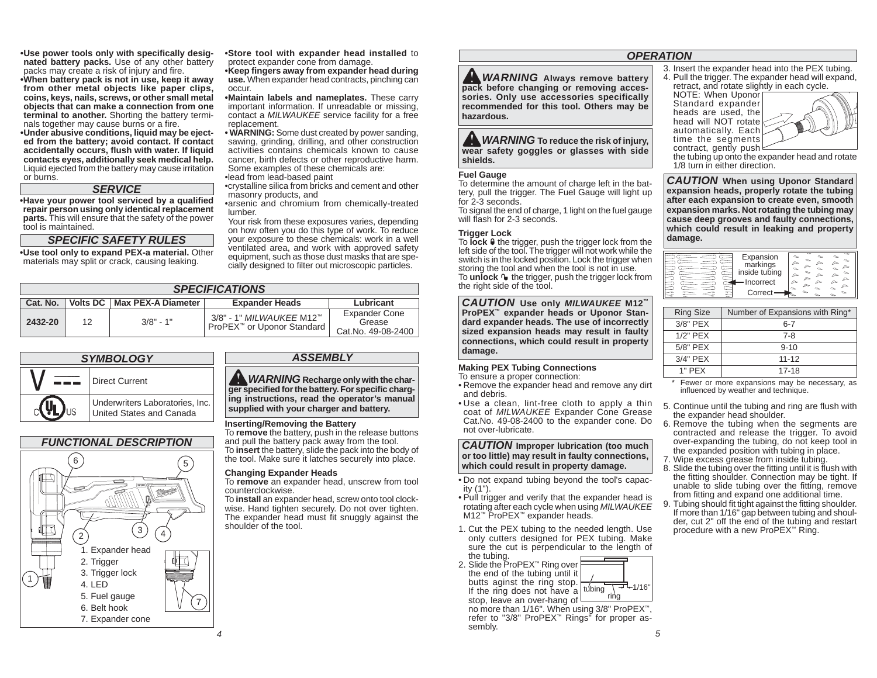- **Use power tools only with specifically designated battery packs.** Use of any other battery packs may create a risk of injury and fire.
- **When battery pack is not in use, keep it away from other metal objects like paper clips, coins, keys, nails, screws, or other small metal objects that can make a connection from one terminal to another.** Shorting the battery terminals together may cause burns or a fire.
- **Under abusive conditions, liquid may be ejected from the battery; avoid contact. If contact accidentally occurs, flush with water. If liquid contacts eyes, additionally seek medical help.** Liquid ejected from the battery may cause irritation or burns.

## SERVICE

- **Have your power tool serviced by a qualified repair person using only identical replacement parts.** This will ensure that the safety of the power tool is maintained.

## SPECIFIC SAFETY RULES

- **Use tool only to expand PEX-a material.** Other materials may split or crack, causing leaking.
- **Store tool with expander head installed** to protect expander cone from damage.
- **Keep fingers away from expander head during use.** When expander head contracts, pinching can occur.
- **Maintain labels and nameplates.** These carry important information. If unreadable or missing, contact a *MILWAUKEE* service facility for a free replacement.
- **WARNING:** Some dust created by power sanding, sawing, grinding, drilling, and other construction activities contains chemicals known to cause cancer, birth defects or other reproductive harm. Some examples of these chemicals are:
- lead from lead-based paint
- crystalline silica from bricks and cement and other masonry products, and
- arsenic and chromium from chemically-treated lumber.

  Your risk from these exposures varies, depending on how often you do this type of work. To reduce your exposure to these chemicals: work in a well ventilated area, and work with approved safety equipment, such as those dust masks that are specially designed to filter out microscopic particles.

## SPECIFICATIONS

| Cat. No. | Volts DC | Max PEX-A Diameter | Expander Heads | Lubricant |
|---|---|---|---|---|
| 2432-20 | 12 | 3/8" - 1" | 3/8" - 1" *MILWAUKEE* M12™ ProPEX™ or Uponor Standard | Expander Cone Grease Cat.No. 49-08-2400 |

## SYMBOLOGY

| Symbol | Meaning |
|---|---|
| V ⎓ | Direct Current |
| C UL US | Underwriters Laboratories, Inc. United States and Canada |

## FUNCTIONAL DESCRIPTION

1. Expander head
2. Trigger
3. Trigger lock
4. LED
5. Fuel gauge
6. Belt hook
7. Expander cone

## ASSEMBLY

**WARNING Recharge only with the charger specified for the battery. For specific charging instructions, read the operator's manual supplied with your charger and battery.**

### Inserting/Removing the Battery

To **remove** the battery, push in the release buttons and pull the battery pack away from the tool.

To **insert** the battery, slide the pack into the body of the tool. Make sure it latches securely into place.

### Changing Expander Heads

To **remove** an expander head, unscrew from tool counterclockwise.

To **install** an expander head, screw onto tool clockwise. Hand tighten securely. Do not over tighten. The expander head must fit snuggly against the shoulder of the tool.

## OPERATION

**WARNING Always remove battery pack before changing or removing accessories. Only use accessories specifically recommended for this tool. Others may be hazardous.**

**WARNING To reduce the risk of injury, wear safety goggles or glasses with side shields.**

### Fuel Gauge

To determine the amount of charge left in the battery, pull the trigger. The Fuel Gauge will light up for 2-3 seconds.

To signal the end of charge, 1 light on the fuel gauge will flash for 2-3 seconds.

### Trigger Lock

To **lock** the trigger, push the trigger lock from the left side of the tool. The trigger will not work while the switch is in the locked position. Lock the trigger when storing the tool and when the tool is not in use.

To **unlock** the trigger, push the trigger lock from the right side of the tool.

**CAUTION Use only *MILWAUKEE* M12™ ProPEX™ expander heads or Uponor Standard expander heads. The use of incorrectly sized expansion heads may result in faulty connections, which could result in property damage.**

### Making PEX Tubing Connections

To ensure a proper connection:

- Remove the expander head and remove any dirt and debris.
- Use a clean, lint-free cloth to apply a thin coat of *MILWAUKEE* Expander Cone Grease Cat.No. 49-08-2400 to the expander cone. Do not over-lubricate.

**CAUTION Improper lubrication (too much or too little) may result in faulty connections, which could result in property damage.**

- Do not expand tubing beyond the tool's capacity (1").
- Pull trigger and verify that the expander head is rotating after each cycle when using *MILWAUKEE* M12™ ProPEX™ expander heads.

1. Cut the PEX tubing to the needed length. Use only cutters designed for PEX tubing. Make sure the cut is perpendicular to the length of the tubing.
2. Slide the ProPEX™ Ring over the end of the tubing until it butts aginst the ring stop. If the ring does not have a stop, leave an over-hang of no more than 1/16". When using 3/8" ProPEX™, refer to "3/8" ProPEX™ Rings" for proper assembly.

   (Diagram labels: tubing, ring, 1/16")

3. Insert the expander head into the PEX tubing.
4. Pull the trigger. The expander head will expand, retract, and rotate slightly in each cycle.

   NOTE: When Uponor Standard expander heads are used, the head will NOT rotate automatically. Each time the segments contract, gently push the tubing up onto the expander head and rotate 1/8 turn in either direction.

**CAUTION When using Uponor Standard expansion heads, properly rotate the tubing after each expansion to create even, smooth expansion marks. Not rotating the tubing may cause deep grooves and faulty connections, which could result in leaking and property damage.**

(Diagram labels: Expansion markings inside tubing; Incorrect; Correct)

| Ring Size | Number of Expansions with Ring* |
|---|---|
| 3/8" PEX | 6-7 |
| 1/2" PEX | 7-8 |
| 5/8" PEX | 9-10 |
| 3/4" PEX | 11-12 |
| 1" PEX | 17-18 |

\* Fewer or more expansions may be necessary, as influenced by weather and technique.

5. Continue until the tubing and ring are flush with the expander head shoulder.
6. Remove the tubing when the segments are contracted and release the trigger. To avoid over-expanding the tubing, do not keep tool in the expanded position with tubing in place.
7. Wipe excess grease from inside tubing.
8. Slide the tubing over the fitting until it is flush with the fitting shoulder. Connection may be tight. If unable to slide tubing over the fitting, remove from fitting and expand one additional time.
9. Tubing should fit tight against the fitting shoulder. If more than 1/16" gap between tubing and shoulder, cut 2" off the end of the tubing and restart procedure with a new ProPEX™ Ring.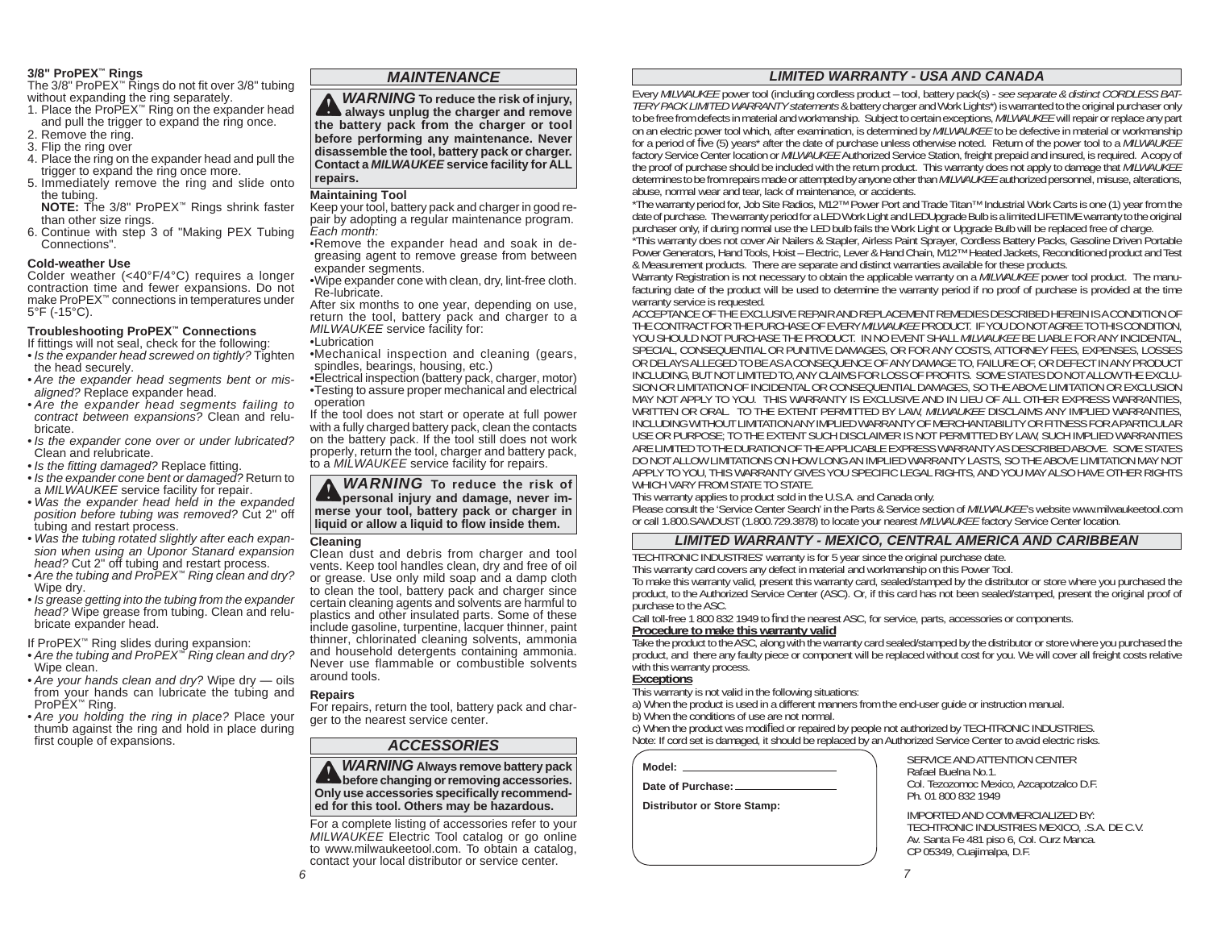### 3/8" ProPEX™ Rings

The 3/8" ProPEX™ Rings do not fit over 3/8" tubing without expanding the ring separately.

1. Place the ProPEX™ Ring on the expander head and pull the trigger to expand the ring once.
2. Remove the ring.
3. Flip the ring over
4. Place the ring on the expander head and pull the trigger to expand the ring once more.
5. Immediately remove the ring and slide onto the tubing.
   **NOTE:** The 3/8" ProPEX™ Rings shrink faster than other size rings.
6. Continue with step 3 of "Making PEX Tubing Connections".

### Cold-weather Use

Colder weather (<40°F/4°C) requires a longer contraction time and fewer expansions. Do not make ProPEX™ connections in temperatures under 5°F (-15°C).

### Troubleshooting ProPEX™ Connections

If fittings will not seal, check for the following:

- *Is the expander head screwed on tightly?* Tighten the head securely.
- *Are the expander head segments bent or misaligned?* Replace expander head.
- *Are the expander head segments failing to contract between expansions?* Clean and relubricate.
- *Is the expander cone over or under lubricated?* Clean and relubricate.
- *Is the fitting damaged?* Replace fitting.
- *Is the expander cone bent or damaged?* Return to a *MILWAUKEE* service facility for repair.
- *Was the expander head held in the expanded position before tubing was removed?* Cut 2" off tubing and restart process.
- *Was the tubing rotated slightly after each expansion when using an Uponor Stanard expansion head?* Cut 2" off tubing and restart process.
- *Are the tubing and ProPEX™ Ring clean and dry?* Wipe dry.
- *Is grease getting into the tubing from the expander head?* Wipe grease from tubing. Clean and relubricate expander head.

If ProPEX™ Ring slides during expansion:

- *Are the tubing and ProPEX™ Ring clean and dry?* Wipe clean.
- *Are your hands clean and dry?* Wipe dry — oils from your hands can lubricate the tubing and ProPEX™ Ring.
- *Are you holding the ring in place?* Place your thumb against the ring and hold in place during first couple of expansions.

## MAINTENANCE

**⚠ *WARNING* To reduce the risk of injury, always unplug the charger and remove the battery pack from the charger or tool before performing any maintenance. Never disassemble the tool, battery pack or charger. Contact a *MILWAUKEE* service facility for ALL repairs.**

### Maintaining Tool

Keep your tool, battery pack and charger in good repair by adopting a regular maintenance program. *Each month:*

- Remove the expander head and soak in degreasing agent to remove grease from between expander segments.
- Wipe expander cone with clean, dry, lint-free cloth. Re-lubricate.

After six months to one year, depending on use, return the tool, battery pack and charger to a *MILWAUKEE* service facility for:

- Lubrication
- Mechanical inspection and cleaning (gears, spindles, bearings, housing, etc.)
- Electrical inspection (battery pack, charger, motor)
- Testing to assure proper mechanical and electrical operation

If the tool does not start or operate at full power with a fully charged battery pack, clean the contacts on the battery pack. If the tool still does not work properly, return the tool, charger and battery pack, to a *MILWAUKEE* service facility for repairs.

**⚠ *WARNING* To reduce the risk of personal injury and damage, never immerse your tool, battery pack or charger in liquid or allow a liquid to flow inside them.**

### Cleaning

Clean dust and debris from charger and tool vents. Keep tool handles clean, dry and free of oil or grease. Use only mild soap and a damp cloth to clean the tool, battery pack and charger since certain cleaning agents and solvents are harmful to plastics and other insulated parts. Some of these include gasoline, turpentine, lacquer thinner, paint thinner, chlorinated cleaning solvents, ammonia and household detergents containing ammonia. Never use flammable or combustible solvents around tools.

### Repairs

For repairs, return the tool, battery pack and charger to the nearest service center.

## ACCESSORIES

**⚠ *WARNING* Always remove battery pack before changing or removing accessories. Only use accessories specifically recommended for this tool. Others may be hazardous.**

For a complete listing of accessories refer to your *MILWAUKEE* Electric Tool catalog or go online to www.milwaukeetool.com. To obtain a catalog, contact your local distributor or service center.

## LIMITED WARRANTY - USA AND CANADA

Every *MILWAUKEE* power tool (including cordless product – tool, battery pack(s) - *see separate & distinct CORDLESS BATTERY PACK LIMITED WARRANTY statements* & battery charger and Work Lights*) is warranted to the original purchaser only to be free from defects in material and workmanship. Subject to certain exceptions, *MILWAUKEE* will repair or replace any part on an electric power tool which, after examination, is determined by *MILWAUKEE* to be defective in material or workmanship for a period of five (5) years* after the date of purchase unless otherwise noted. Return of the power tool to a *MILWAUKEE* factory Service Center location or *MILWAUKEE* Authorized Service Station, freight prepaid and insured, is required. A copy of the proof of purchase should be included with the return product. This warranty does not apply to damage that *MILWAUKEE* determines to be from repairs made or attempted by anyone other than *MILWAUKEE* authorized personnel, misuse, alterations, abuse, normal wear and tear, lack of maintenance, or accidents.

*The warranty period for, Job Site Radios, M12™ Power Port and Trade Titan™ Industrial Work Carts is one (1) year from the date of purchase. The warranty period for a LED Work Light and LEDUpgrade Bulb is a limited LIFETIME warranty to the original purchaser only, if during normal use the LED bulb fails the Work Light or Upgrade Bulb will be replaced free of charge.

*This warranty does not cover Air Nailers & Stapler, Airless Paint Sprayer, Cordless Battery Packs, Gasoline Driven Portable Power Generators, Hand Tools, Hoist – Electric, Lever & Hand Chain, M12™ Heated Jackets, Reconditioned product and Test & Measurement products. There are separate and distinct warranties available for these products.

Warranty Registration is not necessary to obtain the applicable warranty on a *MILWAUKEE* power tool product. The manufacturing date of the product will be used to determine the warranty period if no proof of purchase is provided at the time warranty service is requested.

ACCEPTANCE OF THE EXCLUSIVE REPAIR AND REPLACEMENT REMEDIES DESCRIBED HEREIN IS A CONDITION OF THE CONTRACT FOR THE PURCHASE OF EVERY *MILWAUKEE* PRODUCT. IF YOU DO NOT AGREE TO THIS CONDITION, YOU SHOULD NOT PURCHASE THE PRODUCT. IN NO EVENT SHALL *MILWAUKEE* BE LIABLE FOR ANY INCIDENTAL, SPECIAL, CONSEQUENTIAL OR PUNITIVE DAMAGES, OR FOR ANY COSTS, ATTORNEY FEES, EXPENSES, LOSSES OR DELAYS ALLEGED TO BE AS A CONSEQUENCE OF ANY DAMAGE TO, FAILURE OF, OR DEFECT IN ANY PRODUCT INCLUDING, BUT NOT LIMITED TO, ANY CLAIMS FOR LOSS OF PROFITS. SOME STATES DO NOT ALLOW THE EXCLUSION OR LIMITATION OF INCIDENTAL OR CONSEQUENTIAL DAMAGES, SO THE ABOVE LIMITATION OR EXCLUSION MAY NOT APPLY TO YOU. THIS WARRANTY IS EXCLUSIVE AND IN LIEU OF ALL OTHER EXPRESS WARRANTIES, WRITTEN OR ORAL. TO THE EXTENT PERMITTED BY LAW, *MILWAUKEE* DISCLAIMS ANY IMPLIED WARRANTIES, INCLUDING WITHOUT LIMITATION ANY IMPLIED WARRANTY OF MERCHANTABILITY OR FITNESS FOR A PARTICULAR USE OR PURPOSE; TO THE EXTENT SUCH DISCLAIMER IS NOT PERMITTED BY LAW, SUCH IMPLIED WARRANTIES ARE LIMITED TO THE DURATION OF THE APPLICABLE EXPRESS WARRANTY AS DESCRIBED ABOVE. SOME STATES DO NOT ALLOW LIMITATIONS ON HOW LONG AN IMPLIED WARRANTY LASTS, SO THE ABOVE LIMITATION MAY NOT APPLY TO YOU, THIS WARRANTY GIVES YOU SPECIFIC LEGAL RIGHTS, AND YOU MAY ALSO HAVE OTHER RIGHTS WHICH VARY FROM STATE TO STATE.

This warranty applies to product sold in the U.S.A. and Canada only.

Please consult the 'Service Center Search' in the Parts & Service section of *MILWAUKEE*'s website www.milwaukeetool.com or call 1.800.SAWDUST (1.800.729.3878) to locate your nearest *MILWAUKEE* factory Service Center location.

## LIMITED WARRANTY - MEXICO, CENTRAL AMERICA AND CARIBBEAN

TECHTRONIC INDUSTRIES' warranty is for 5 year since the original purchase date.

This warranty card covers any defect in material and workmanship on this Power Tool.

To make this warranty valid, present this warranty card, sealed/stamped by the distributor or store where you purchased the product, to the Authorized Service Center (ASC). Or, if this card has not been sealed/stamped, present the original proof of purchase to the ASC.

Call toll-free 1 800 832 1949 to find the nearest ASC, for service, parts, accessories or components.

**Procedure to make this warranty valid**

Take the product to the ASC, along with the warranty card sealed/stamped by the distributor or store where you purchased the product, and there any faulty piece or component will be replaced without cost for you. We will cover all freight costs relative with this warranty process.

**Exceptions**

This warranty is not valid in the following situations:

a) When the product is used in a different manners from the end-user guide or instruction manual.
b) When the conditions of use are not normal.
c) When the product was modified or repaired by people not authorized by TECHTRONIC INDUSTRIES.

Note: If cord set is damaged, it should be replaced by an Authorized Service Center to avoid electric risks.

**Model:** ____________________

**Date of Purchase:** ____________________

**Distributor or Store Stamp:**

SERVICE AND ATTENTION CENTER
Rafael Buelna No.1.
Col. Tezozomoc Mexico, Azcapotzalco D.F.
Ph. 01 800 832 1949

IMPORTED AND COMMERCIALIZED BY:
TECHTRONIC INDUSTRIES MEXICO, .S.A. DE C.V.
Av. Santa Fe 481 piso 6, Col. Curz Manca.
CP 05349, Cuajimalpa, D.F.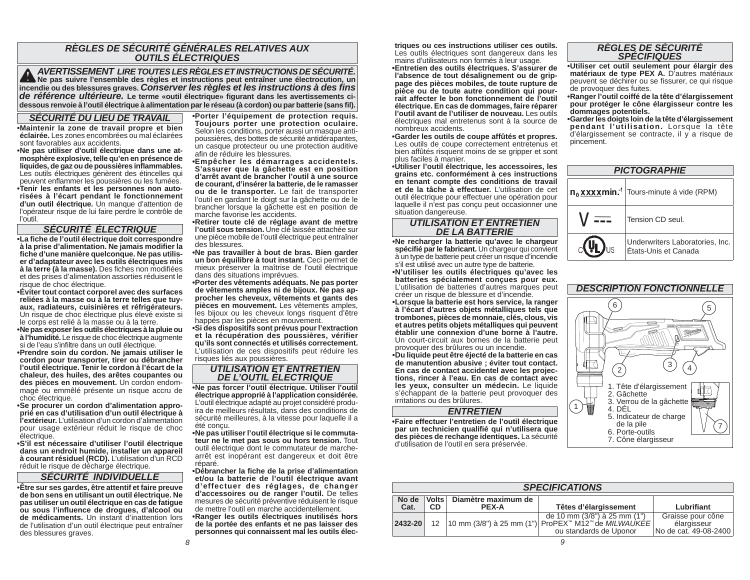## RÈGLES DE SÉCURITÉ GÉNÉRALES RELATIVES AUX OUTILS ÉLECTRIQUES

**⚠ AVERTISSEMENT LIRE TOUTES LES RÈGLES ET INSTRUCTIONS DE SÉCURITÉ. Ne pas suivre l'ensemble des règles et instructions peut entraîner une électrocution, un incendie ou des blessures graves.** ***Conserver les règles et les instructions à des fins de référence ultérieure.*** **Le terme «outil électrique» figurant dans les avertissements ci-dessous renvoie à l'outil électrique à alimentation par le réseau (à cordon) ou par batterie (sans fil).**

### SÉCURITÉ DU LIEU DE TRAVAIL

- **Maintenir la zone de travail propre et bien éclairée.** Les zones encombrées ou mal éclairées sont favorables aux accidents.
- **Ne pas utiliser d'outil électrique dans une atmosphère explosive, telle qu'en présence de liquides, de gaz ou de poussières inflammables.** Les outils électriques génèrent des étincelles qui peuvent enflammer les poussières ou les fumées.
- **Tenir les enfants et les personnes non autorisées à l'écart pendant le fonctionnement d'un outil électrique.** Un manque d'attention de l'opérateur risque de lui faire perdre le contrôle de l'outil.

### SÉCURITÉ ÉLECTRIQUE

- **La fiche de l'outil électrique doit correspondre à la prise d'alimentation. Ne jamais modifier la fiche d'une manière quelconque. Ne pas utiliser d'adaptateur avec les outils électriques mis à la terre (à la masse).** Des fiches non modifiées et des prises d'alimentation assorties réduisent le risque de choc électrique.
- **Éviter tout contact corporel avec des surfaces reliées à la masse ou à la terre telles que tuyaux, radiateurs, cuisinières et réfrigérateurs.** Un risque de choc électrique plus élevé existe si le corps est relié à la masse ou à la terre.
- **Ne pas exposer les outils électriques à la pluie ou à l'humidité.** Le risque de choc électrique augmente si de l'eau s'infiltre dans un outil électrique.
- **Prendre soin du cordon. Ne jamais utiliser le cordon pour transporter, tirer ou débrancher l'outil électrique. Tenir le cordon à l'écart de la chaleur, des huiles, des arêtes coupantes ou des pièces en mouvement.** Un cordon endommagé ou emmêlé présente un risque accru de choc électrique.
- **Se procurer un cordon d'alimentation approprié en cas d'utilisation d'un outil électrique à l'extérieur.** L'utilisation d'un cordon d'alimentation pour usage extérieur réduit le risque de choc électrique.
- **S'il est nécessaire d'utiliser l'outil électrique dans un endroit humide, installer un appareil à courant résiduel (RCD).** L'utilisation d'un RCD réduit le risque de décharge électrique.

### SÉCURITÉ INDIVIDUELLE

- **Être sur ses gardes, être attentif et faire preuve de bon sens en utilisant un outil électrique. Ne pas utiliser un outil électrique en cas de fatigue ou sous l'influence de drogues, d'alcool ou de médicaments.** Un instant d'inattention lors de l'utilisation d'un outil électrique peut entraîner des blessures graves.
- **Porter l'équipement de protection requis. Toujours porter une protection oculaire.** Selon les conditions, porter aussi un masque antipoussières, des bottes de sécurité antidérapantes, un casque protecteur ou une protection auditive afin de réduire les blessures.
- **Empêcher les démarrages accidentels. S'assurer que la gâchette est en position d'arrêt avant de brancher l'outil à une source de courant, d'insérer la batterie, de le ramasser ou de le transporter.** Le fait de transporter l'outil en gardant le doigt sur la gâchette ou de le brancher lorsque la gâchette est en position de marche favorise les accidents.
- **Retirer toute clé de réglage avant de mettre l'outil sous tension.** Une clé laissée attachée sur une pièce mobile de l'outil électrique peut entraîner des blessures.
- **Ne pas travailler à bout de bras. Bien garder un bon équilibre à tout instant.** Ceci permet de mieux préserver la maîtrise de l'outil électrique dans des situations imprévues.
- **Porter des vêtements adéquats. Ne pas porter de vêtements amples ni de bijoux. Ne pas approcher les cheveux, vêtements et gants des pièces en mouvement.** Les vêtements amples, les bijoux ou les cheveux longs risquent d'être happés par les pièces en mouvement.
- **Si des dispositifs sont prévus pour l'extraction et la récupération des poussières, vérifier qu'ils sont connectés et utilisés correctement.** L'utilisation de ces dispositifs peut réduire les risques liés aux poussières.

### UTILISATION ET ENTRETIEN DE L'OUTIL ÉLECTRIQUE

- **Ne pas forcer l'outil électrique. Utiliser l'outil électrique approprié à l'application considérée.** L'outil électrique adapté au projet considéré produira de meilleurs résultats, dans des conditions de sécurité meilleures, à la vitesse pour laquelle il a été conçu.
- **Ne pas utiliser l'outil électrique si le commutateur ne le met pas sous ou hors tension.** Tout outil électrique dont le commutateur de marche-arrêt est inopérant est dangereux et doit être réparé.
- **Débrancher la fiche de la prise d'alimentation et/ou la batterie de l'outil électrique avant d'effectuer des réglages, de changer d'accessoires ou de ranger l'outil.** De telles mesures de sécurité préventive réduisent le risque de mettre l'outil en marche accidentellement.
- **Ranger les outils électriques inutilisés hors de la portée des enfants et ne pas laisser des personnes qui connaissent mal les outils électriques ou ces instructions utiliser ces outils.** Les outils électriques sont dangereux dans les mains d'utilisateurs non formés à leur usage.
- **Entretien des outils électriques. S'assurer de l'absence de tout désalignement ou de grippage des pièces mobiles, de toute rupture de pièce ou de toute autre condition qui pourrait affecter le bon fonctionnement de l'outil électrique. En cas de dommages, faire réparer l'outil avant de l'utiliser de nouveau.** Les outils électriques mal entretenus sont à la source de nombreux accidents.
- **Garder les outils de coupe affûtés et propres.** Les outils de coupe correctement entretenus et bien affûtés risquent moins de se gripper et sont plus faciles à manier.
- **Utiliser l'outil électrique, les accessoires, les grains etc. conformément à ces instructions en tenant compte des conditions de travail et de la tâche à effectuer.** L'utilisation de cet outil électrique pour effectuer une opération pour laquelle il n'est pas conçu peut occasionner une situation dangereuse.

### UTILISATION ET ENTRETIEN DE LA BATTERIE

- **Ne recharger la batterie qu'avec le chargeur spécifié par le fabricant.** Un chargeur qui convient à un type de batterie peut créer un risque d'incendie s'il est utilisé avec un autre type de batterie.
- **N'utiliser les outils électriques qu'avec les batteries spécialement conçues pour eux.** L'utilisation de batteries d'autres marques peut créer un risque de blessure et d'incendie.
- **Lorsque la batterie est hors service, la ranger à l'écart d'autres objets métalliques tels que trombones, pièces de monnaie, clés, clous, vis et autres petits objets métalliques qui peuvent établir une connexion d'une borne à l'autre.** Un court-circuit aux bornes de la batterie peut provoquer des brûlures ou un incendie.
- **Du liquide peut être éjecté de la batterie en cas de manutention abusive ; éviter tout contact. En cas de contact accidentel avec les projections, rincer à l'eau. En cas de contact avec les yeux, consulter un médecin.** Le liquide s'échappant de la batterie peut provoquer des irritations ou des brûlures.

### ENTRETIEN

- **Faire effectuer l'entretien de l'outil électrique par un technicien qualifié qui n'utilisera que des pièces de rechange identiques.** La sécurité d'utilisation de l'outil en sera préservée.

### RÈGLES DE SÉCURITÉ SPÉCIFIQUES

- **Utiliser cet outil seulement pour élargir des matériaux de type PEX A.** D'autres matériaux peuvent se déchirer ou se fissurer, ce qui risque de provoquer des fuites.
- **Ranger l'outil coiffé de la tête d'élargissement pour protéger le cône élargisseur contre les dommages potentiels.**
- **Garder les doigts loin de la tête d'élargissement pendant l'utilisation.** Lorsque la tête d'élargissement se contracte, il y a risque de pincement.

### PICTOGRAPHIE

| | |
|---|---|
| $n_0$ xxxx min.$^{-1}$ | Tours-minute á vide (RPM) |
| V ⎓ | Tension CD seul. |
| c UL us | Underwriters Laboratories, Inc. États-Unis et Canada |

### DESCRIPTION FONCTIONNELLE

1. Tête d'élargissement
2. Gâchette
3. Verrou de la gâchette
4. DÉL
5. Indicateur de charge de la pile
6. Porte-outils
7. Cône élargisseur

### SPECIFICATIONS

| No de Cat. | Volts CD | Diamètre maximum de PEX-A | Têtes d'élargissement | Lubrifiant |
|---|---|---|---|---|
| 2432-20 | 12 | 10 mm (3/8") à 25 mm (1") | de 10 mm (3/8") à 25 mm (1") ProPEX™ M12™ de *MILWAUKEE* ou standards de Uponor | Graisse pour cône élargisseur No de cat. 49-08-2400 |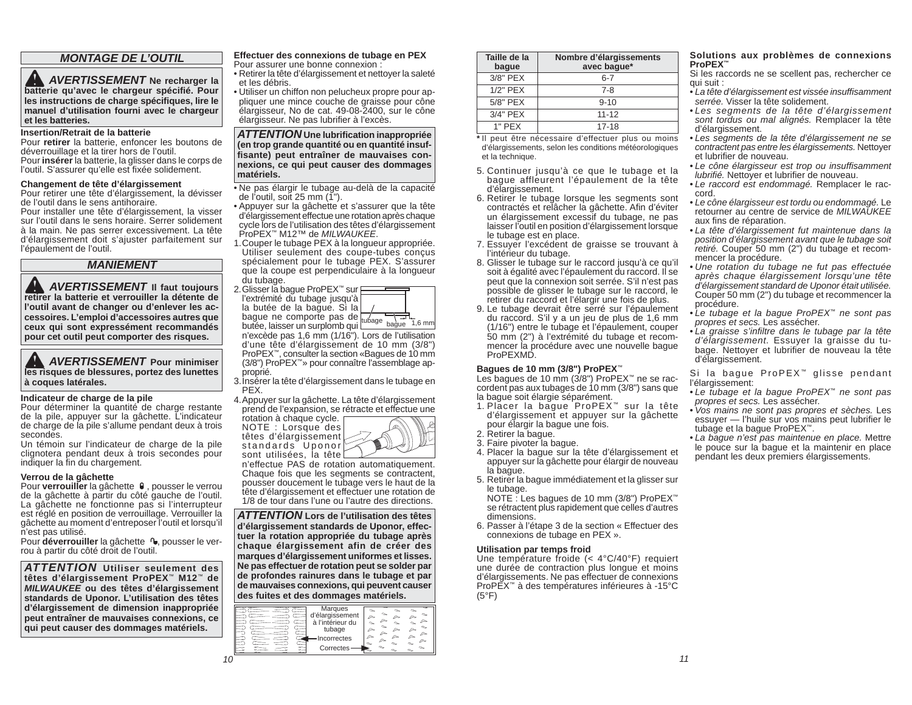## MONTAGE DE L'OUTIL

**⚠ AVERTISSEMENT Ne recharger la batterie qu'avec le chargeur spécifié. Pour les instructions de charge spécifiques, lire le manuel d'utilisation fourni avec le chargeur et les batteries.**

### Insertion/Retrait de la batterie

Pour **retirer** la batterie, enfoncer les boutons de déverrouillage et la tirer hors de l'outil.
Pour **insérer** la batterie, la glisser dans le corps de l'outil. S'assurer qu'elle est fixée solidement.

### Changement de tête d'élargissement

Pour retirer une tête d'élargissement, la dévisser de l'outil dans le sens antihoraire.
Pour installer une tête d'élargissement, la visser sur l'outil dans le sens horaire. Serrer solidement à la main. Ne pas serrer excessivement. La tête d'élargissement doit s'ajuster parfaitement sur l'épaulement de l'outil.

## MANIEMENT

**⚠ AVERTISSEMENT Il faut toujours retirer la batterie et verrouiller la détente de l'outil avant de changer ou d'enlever les accessoires. L'emploi d'accessoires autres que ceux qui sont expressément recommandés pour cet outil peut comporter des risques.**

**⚠ AVERTISSEMENT Pour minimiser les risques de blessures, portez des lunettes à coques latérales.**

### Indicateur de charge de la pile

Pour déterminer la quantité de charge restante de la pile, appuyer sur la gâchette. L'indicateur de charge de la pile s'allume pendant deux à trois secondes.
Un témoin sur l'indicateur de charge de la pile clignotera pendant deux à trois secondes pour indiquer la fin du chargement.

### Verrou de la gâchette

Pour **verrouiller** la gâchette, pousser le verrou de la gâchette à partir du côté gauche de l'outil. La gâchette ne fonctionne pas si l'interrupteur est réglé en position de verrouillage. Verrouiller la gâchette au moment d'entreposer l'outil et lorsqu'il n'est pas utilisé.
Pour **déverrouiller** la gâchette, pousser le verrou à partir du côté droit de l'outil.

***ATTENTION*** **Utiliser seulement des têtes d'élargissement ProPEX™ M12™ de *MILWAUKEE* ou des têtes d'élargissement standards de Uponor. L'utilisation des têtes d'élargissement de dimension inappropriée peut entraîner de mauvaises connexions, ce qui peut causer des dommages matériels.**

### Effectuer des connexions de tubage en PEX

Pour assurer une bonne connexion :

- Retirer la tête d'élargissement et nettoyer la saleté et les débris.
- Utiliser un chiffon non pelucheux propre pour appliquer une mince couche de graisse pour cône élargisseur, No de cat. 49-08-2400, sur le cône élargisseur. Ne pas lubrifier à l'excès.

***ATTENTION*** **Une lubrification inappropriée (en trop grande quantité ou en quantité insuffisante) peut entraîner de mauvaises connexions, ce qui peut causer des dommages matériels.**

- Ne pas élargir le tubage au-delà de la capacité de l'outil, soit 25 mm (1").
- Appuyer sur la gâchette et s'assurer que la tête d'élargissement effectue une rotation après chaque cycle lors de l'utilisation des têtes d'élargissement ProPEX™ M12™ de *MILWAUKEE*.

1. Couper le tubage PEX à la longueur appropriée. Utiliser seulement des coupe-tubes conçus spécialement pour le tubage PEX. S'assurer que la coupe est perpendiculaire à la longueur du tubage.
2. Glisser la bague ProPEX™ sur l'extrémité du tubage jusqu'à la butée de la bague. Si la bague ne comporte pas de butée, laisser un surplomb qui n'excède pas 1,6 mm (1/16"). Lors de l'utilisation d'une tête d'élargissement de 10 mm (3/8") ProPEX™, consulter la section «Bagues de 10 mm (3/8") ProPEX™» pour connaître l'assemblage approprié.
   tubage — bague — 1,6 mm
3. Insérer la tête d'élargissement dans le tubage en PEX.
4. Appuyer sur la gâchette. La tête d'élargissement prend de l'expansion, se rétracte et effectue une rotation à chaque cycle.
   NOTE : Lorsque des têtes d'élargissement standards Uponor sont utilisées, la tête n'effectue PAS de rotation automatiquement. Chaque fois que les segments se contractent, pousser doucement le tubage vers le haut de la tête d'élargissement et effectuer une rotation de 1/8 de tour dans l'une ou l'autre des directions.

***ATTENTION*** **Lors de l'utilisation des têtes d'élargissement standards de Uponor, effectuer la rotation appropriée du tubage après chaque élargissement afin de créer des marques d'élargissement uniformes et lisses. Ne pas effectuer de rotation peut se solder par de profondes rainures dans le tubage et par de mauvaises connexions, qui peuvent causer des fuites et des dommages matériels.**

Marques d'élargissement à l'intérieur du tubage — Incorrectes — Correctes

| Taille de la bague | Nombre d'élargissements avec bague* |
|---|---|
| 3/8" PEX | 6-7 |
| 1/2" PEX | 7-8 |
| 5/8" PEX | 9-10 |
| 3/4" PEX | 11-12 |
| 1" PEX | 17-18 |

\* Il peut être nécessaire d'effectuer plus ou moins d'élargissements, selon les conditions météorologiques et la technique.

5. Continuer jusqu'à ce que le tubage et la bague affleurent l'épaulement de la tête d'élargissement.
6. Retirer le tubage lorsque les segments sont contractés et relâcher la gâchette. Afin d'éviter un élargissement excessif du tubage, ne pas laisser l'outil en position d'élargissement lorsque le tubage est en place.
7. Essuyer l'excédent de graisse se trouvant à l'intérieur du tubage.
8. Glisser le tubage sur le raccord jusqu'à ce qu'il soit à égalité avec l'épaulement du raccord. Il se peut que la connexion soit serrée. S'il n'est pas possible de glisser le tubage sur le raccord, le retirer du raccord et l'élargir une fois de plus.
9. Le tubage devrait être serré sur l'épaulement du raccord. S'il y a un jeu de plus de 1,6 mm (1/16") entre le tubage et l'épaulement, couper 50 mm (2") à l'extrémité du tubage et recommencer la procédure avec une nouvelle bague ProPEXMD.

### Bagues de 10 mm (3/8") ProPEX™

Les bagues de 10 mm (3/8") ProPEX™ ne se raccordent pas aux tubages de 10 mm (3/8") sans que la bague soit élargie séparément.

1. Placer la bague ProPEX™ sur la tête d'élargissement et appuyer sur la gâchette pour élargir la bague une fois.
2. Retirer la bague.
3. Faire pivoter la bague.
4. Placer la bague sur la tête d'élargissement et appuyer sur la gâchette pour élargir de nouveau la bague.
5. Retirer la bague immédiatement et la glisser sur le tubage.
   NOTE : Les bagues de 10 mm (3/8") ProPEX™ se rétractent plus rapidement que celles d'autres dimensions.
6. Passer à l'étape 3 de la section « Effectuer des connexions de tubage en PEX ».

### Utilisation par temps froid

Une température froide (< 4°C/40°F) requiert une durée de contraction plus longue et moins d'élargissements. Ne pas effectuer de connexions ProPEX™ à des températures inférieures à -15°C (5°F)

### Solutions aux problèmes de connexions ProPEX™

Si les raccords ne se scellent pas, rechercher ce qui suit :

- *La tête d'élargissement est vissée insuffisamment serrée.* Visser la tête solidement.
- *Les segments de la tête d'élargissement sont tordus ou mal alignés.* Remplacer la tête d'élargissement.
- *Les segments de la tête d'élargissement ne se contractent pas entre les élargissements.* Nettoyer et lubrifier de nouveau.
- *Le cône élargisseur est trop ou insuffisamment lubrifié.* Nettoyer et lubrifier de nouveau.
- *Le raccord est endommagé.* Remplacer le raccord.
- *Le cône élargisseur est tordu ou endommagé.* Le retourner au centre de service de *MILWAUKEE* aux fins de réparation.
- *La tête d'élargissement fut maintenue dans la position d'élargissement avant que le tubage soit retiré.* Couper 50 mm (2") du tubage et recommencer la procédure.
- *Une rotation du tubage ne fut pas effectuée après chaque élargissement lorsqu'une tête d'élargissement standard de Uponor était utilisée.* Couper 50 mm (2") du tubage et recommencer la procédure.
- *Le tubage et la bague ProPEX™ ne sont pas propres et secs.* Les assécher.
- *La graisse s'infiltre dans le tubage par la tête d'élargissement.* Essuyer la graisse du tubage. Nettoyer et lubrifier de nouveau la tête d'élargissement.

Si la bague ProPEX™ glisse pendant l'élargissement:

- *Le tubage et la bague ProPEX™ ne sont pas propres et secs.* Les assécher.
- *Vos mains ne sont pas propres et sèches.* Les essuyer — l'huile sur vos mains peut lubrifier le tubage et la bague ProPEX™.
- *La bague n'est pas maintenue en place.* Mettre le pouce sur la bague et la maintenir en place pendant les deux premiers élargissements.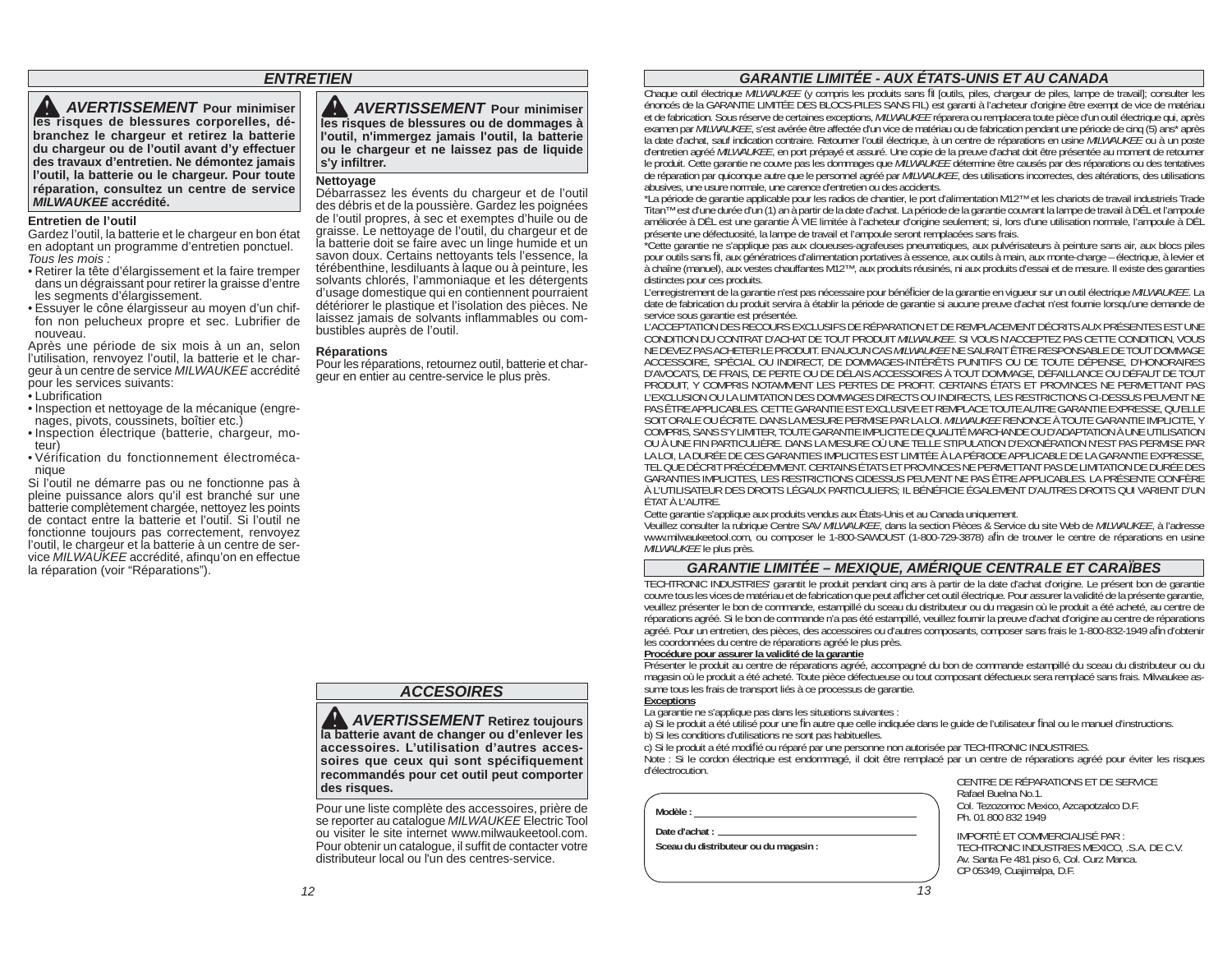## ENTRETIEN

**⚠ AVERTISSEMENT Pour minimiser les risques de blessures corporelles, débranchez le chargeur et retirez la batterie du chargeur ou de l'outil avant d'y effectuer des travaux d'entretien. Ne démontez jamais l'outil, la batterie ou le chargeur. Pour toute réparation, consultez un centre de service *MILWAUKEE* accrédité.**

**Entretien de l'outil**

Gardez l'outil, la batterie et le chargeur en bon état en adoptant un programme d'entretien ponctuel.

*Tous les mois :*

- Retirer la tête d'élargissement et la faire tremper dans un dégraissant pour retirer la graisse d'entre les segments d'élargissement.
- Essuyer le cône élargisseur au moyen d'un chiffon non pelucheux propre et sec. Lubrifier de nouveau.

Après une période de six mois à un an, selon l'utilisation, renvoyez l'outil, la batterie et le chargeur à un centre de service *MILWAUKEE* accrédité pour les services suivants:

- Lubrification
- Inspection et nettoyage de la mécanique (engrenages, pivots, coussinets, boîtier etc.)
- Inspection électrique (batterie, chargeur, moteur)
- Vérification du fonctionnement électromécanique

Si l'outil ne démarre pas ou ne fonctionne pas à pleine puissance alors qu'il est branché sur une batterie complètement chargée, nettoyez les points de contact entre la batterie et l'outil. Si l'outil ne fonctionne toujours pas correctement, renvoyez l'outil, le chargeur et la batterie à un centre de service *MILWAUKEE* accrédité, afinqu'on en effectue la réparation (voir "Réparations").

**⚠ AVERTISSEMENT Pour minimiser les risques de blessures ou de dommages à l'outil, n'immergez jamais l'outil, la batterie ou le chargeur et ne laissez pas de liquide s'y infiltrer.**

**Nettoyage**

Débarrassez les évents du chargeur et de l'outil des débris et de la poussière. Gardez les poignées de l'outil propres, à sec et exemptes d'huile ou de graisse. Le nettoyage de l'outil, du chargeur et de la batterie doit se faire avec un linge humide et un savon doux. Certains nettoyants tels l'essence, la térébenthine, lesdiluants à laque ou à peinture, les solvants chlorés, l'ammoniaque et les détergents d'usage domestique qui en contiennent pourraient détériorer le plastique et l'isolation des pièces. Ne laissez jamais de solvants inflammables ou combustibles auprès de l'outil.

**Réparations**

Pour les réparations, retournez outil, batterie et chargeur en entier au centre-service le plus près.

## ACCESOIRES

**⚠ AVERTISSEMENT Retirez toujours la batterie avant de changer ou d'enlever les accessoires. L'utilisation d'autres accessoires que ceux qui sont spécifiquement recommandés pour cet outil peut comporter des risques.**

Pour une liste complète des accessoires, prière de se reporter au catalogue *MILWAUKEE* Electric Tool ou visiter le site internet www.milwaukeetool.com. Pour obtenir un catalogue, il suffit de contacter votre distributeur local ou l'un des centres-service.

## GARANTIE LIMITÉE - AUX ÉTATS-UNIS ET AU CANADA

Chaque outil électrique *MILWAUKEE* (y compris les produits sans fil [outils, piles, chargeur de piles, lampe de travail]; consulter les énoncés de la GARANTIE LIMITÉE DES BLOCS-PILES SANS FIL) est garanti à l'acheteur d'origine être exempt de vice de matériau et de fabrication. Sous réserve de certaines exceptions, *MILWAUKEE* réparera ou remplacera toute pièce d'un outil électrique qui, après examen par *MILWAUKEE*, s'est avérée être affectée d'un vice de matériau ou de fabrication pendant une période de cinq (5) ans* après la date d'achat, sauf indication contraire. Retourner l'outil électrique, à un centre de réparations en usine *MILWAUKEE* ou à un poste d'entretien agréé *MILWAUKEE*, en port prépayé et assuré. Une copie de la preuve d'achat doit être présentée au moment de retourner le produit. Cette garantie ne couvre pas les dommages que *MILWAUKEE* détermine être causés par des réparations ou des tentatives de réparation par quiconque autre que le personnel agréé par *MILWAUKEE*, des utilisations incorrectes, des altérations, des utilisations abusives, une usure normale, une carence d'entretien ou des accidents.

*La période de garantie applicable pour les radios de chantier, le port d'alimentation M12™ et les chariots de travail industriels Trade Titan™ est d'une durée d'un (1) an à partir de la date d'achat. La période de la garantie couvrant la lampe de travail à DÉL et l'ampoule améliorée à DÉL est une garantie À VIE limitée à l'acheteur d'origine seulement; si, lors d'une utilisation normale, l'ampoule à DÉL présente une défectuosité, la lampe de travail et l'ampoule seront remplacées sans frais.

*Cette garantie ne s'applique pas aux cloueuses-agrafeuses pneumatiques, aux pulvérisateurs à peinture sans air, aux blocs piles pour outils sans fil, aux génératrices d'alimentation portatives à essence, aux outils à main, aux monte-charge – électrique, à levier et à chaîne (manuel), aux vestes chauffantes M12™, aux produits réusinés, ni aux produits d'essai et de mesure. Il existe des garanties distinctes pour ces produits.

L'enregistrement de la garantie n'est pas nécessaire pour bénéficier de la garantie en vigueur sur un outil électrique *MILWAUKEE*. La date de fabrication du produit servira à établir la période de garantie si aucune preuve d'achat n'est fournie lorsqu'une demande de service sous garantie est présentée.

L'ACCEPTATION DES RECOURS EXCLUSIFS DE RÉPARATION ET DE REMPLACEMENT DÉCRITS AUX PRÉSENTES EST UNE CONDITION DU CONTRAT D'ACHAT DE TOUT PRODUIT *MILWAUKEE*. SI VOUS N'ACCEPTEZ PAS CETTE CONDITION, VOUS NE DEVEZ PAS ACHETER LE PRODUIT. EN AUCUN CAS *MILWAUKEE* NE SAURAIT ÊTRE RESPONSABLE DE TOUT DOMMAGE ACCESSOIRE, SPÉCIAL OU INDIRECT, DE DOMMAGES-INTÉRÊTS PUNITIFS OU DE TOUTE DÉPENSE, D'HONORAIRES D'AVOCATS, DE FRAIS, DE PERTE OU DE DÉLAIS ACCESSOIRES À TOUT DOMMAGE, DÉFAILLANCE OU DÉFAUT DE TOUT PRODUIT, Y COMPRIS NOTAMMENT LES PERTES DE PROFIT. CERTAINS ÉTATS ET PROVINCES NE PERMETTANT PAS L'EXCLUSION OU LA LIMITATION DES DOMMAGES DIRECTS OU INDIRECTS, LES RESTRICTIONS CI-DESSUS PEUVENT NE PAS ÊTRE APPLICABLES. CETTE GARANTIE EST EXCLUSIVE ET REMPLACE TOUTE AUTRE GARANTIE EXPRESSE, QU'ELLE SOIT ORALE OU ÉCRITE. DANS LA MESURE PERMISE PAR LA LOI. *MILWAUKEE* RENONCE À TOUTE GARANTIE IMPLICITE, Y COMPRIS, SANS S'Y LIMITER, TOUTE GARANTIE IMPLICITE DE QUALITÉ MARCHANDE OU D'ADAPTATION À UNE UTILISATION OU À UNE FIN PARTICULIÈRE. DANS LA MESURE OÙ UNE TELLE STIPULATION D'EXONÉRATION N'EST PAS PERMISE PAR LA LOI, LA DURÉE DE CES GARANTIES IMPLICITES EST LIMITÉE À LA PÉRIODE APPLICABLE DE LA GARANTIE EXPRESSE, TEL QUE DÉCRIT PRÉCÉDEMMENT. CERTAINS ÉTATS ET PROVINCES NE PERMETTANT PAS DE LIMITATION DE DURÉE DES GARANTIES IMPLICITES, LES RESTRICTIONS CIDESSUS PEUVENT NE PAS ÊTRE APPLICABLES. LA PRÉSENTE CONFÈRE À L'UTILISATEUR DES DROITS LÉGAUX PARTICULIERS; IL BÉNÉFICIE ÉGALEMENT D'AUTRES DROITS QUI VARIENT D'UN ÉTAT À L'AUTRE.

Cette garantie s'applique aux produits vendus aux États-Unis et au Canada uniquement.

Veuillez consulter la rubrique Centre SAV *MILWAUKEE*, dans la section Pièces & Service du site Web de *MILWAUKEE*, à l'adresse www.milwaukeetool.com, ou composer le 1-800-SAWDUST (1-800-729-3878) afin de trouver le centre de réparations en usine *MILWAUKEE* le plus près.

## GARANTIE LIMITÉE – MEXIQUE, AMÉRIQUE CENTRALE ET CARAÏBES

TECHTRONIC INDUSTRIES' garantit le produit pendant cinq ans à partir de la date d'achat d'origine. Le présent bon de garantie couvre tous les vices de matériau et de fabrication que peut afficher cet outil électrique. Pour assurer la validité de la présente garantie, veuillez présenter le bon de commande, estampillé du sceau du distributeur ou du magasin où le produit a été acheté, au centre de réparations agréé. Si le bon de commande n'a pas été estampillé, veuillez fournir la preuve d'achat d'origine au centre de réparations agréé. Pour un entretien, des pièces, des accessoires ou d'autres composants, composer sans frais le 1-800-832-1949 afin d'obtenir les coordonnées du centre de réparations agréé le plus près.

**Procédure pour assurer la validité de la garantie**

Présenter le produit au centre de réparations agréé, accompagné du bon de commande estampillé du sceau du distributeur ou du magasin où le produit a été acheté. Toute pièce défectueuse ou tout composant défectueux sera remplacé sans frais. Milwaukee assume tous les frais de transport liés à ce processus de garantie.

**Exceptions**

La garantie ne s'applique pas dans les situations suivantes :

a) Si le produit a été utilisé pour une fin autre que celle indiquée dans le guide de l'utilisateur final ou le manuel d'instructions.

b) Si les conditions d'utilisations ne sont pas habituelles.

c) Si le produit a été modifié ou réparé par une personne non autorisée par TECHTRONIC INDUSTRIES.

Note : Si le cordon électrique est endommagé, il doit être remplacé par un centre de réparations agréé pour éviter les risques d'électrocution.

**Modèle :** ____________________

**Date d'achat :** ____________________

**Sceau du distributeur ou du magasin :**

CENTRE DE RÉPARATIONS ET DE SERVICE
Rafael Buelna No.1.
Col. Tezozomoc Mexico, Azcapotzalco D.F.
Ph. 01 800 832 1949

IMPORTÉ ET COMMERCIALISÉ PAR :
TECHTRONIC INDUSTRIES MEXICO, .S.A. DE C.V.
Av. Santa Fe 481 piso 6, Col. Curz Manca.
CP 05349, Cuajimalpa, D.F.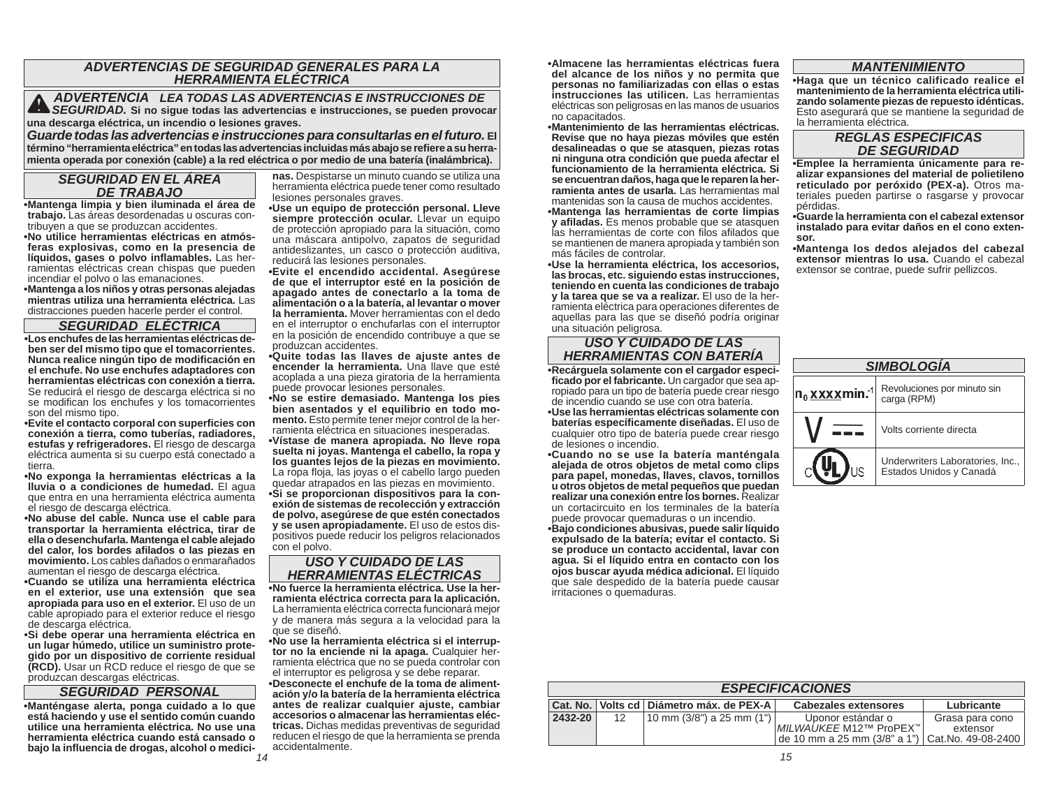## ADVERTENCIAS DE SEGURIDAD GENERALES PARA LA HERRAMIENTA ELÉCTRICA

**⚠ *ADVERTENCIA LEA TODAS LAS ADVERTENCIAS E INSTRUCCIONES DE SEGURIDAD.* Si no sigue todas las advertencias e instrucciones, se pueden provocar una descarga eléctrica, un incendio o lesiones graves.**

***Guarde todas las advertencias e instrucciones para consultarlas en el futuro.* El término "herramienta eléctrica" en todas las advertencias incluidas más abajo se refiere a su herramienta operada por conexión (cable) a la red eléctrica o por medio de una batería (inalámbrica).**

### SEGURIDAD EN EL ÁREA DE TRABAJO

- **Mantenga limpia y bien iluminada el área de trabajo.** Las áreas desordenadas u oscuras contribuyen a que se produzcan accidentes.
- **No utilice herramientas eléctricas en atmósferas explosivas, como en la presencia de líquidos, gases o polvo inflamables.** Las herramientas eléctricas crean chispas que pueden incendiar el polvo o las emanaciones.
- **Mantenga a los niños y otras personas alejadas mientras utiliza una herramienta eléctrica.** Las distracciones pueden hacerle perder el control.

### SEGURIDAD ELÉCTRICA

- **Los enchufes de las herramientas eléctricas deben ser del mismo tipo que el tomacorrientes. Nunca realice ningún tipo de modificación en el enchufe. No use enchufes adaptadores con herramientas eléctricas con conexión a tierra.** Se reducirá el riesgo de descarga eléctrica si no se modifican los enchufes y los tomacorrientes son del mismo tipo.
- **Evite el contacto corporal con superficies con conexión a tierra, como tuberías, radiadores, estufas y refrigeradores.** El riesgo de descarga eléctrica aumenta si su cuerpo está conectado a tierra.
- **No exponga la herramientas eléctricas a la lluvia o a condiciones de humedad.** El agua que entra en una herramienta eléctrica aumenta el riesgo de descarga eléctrica.
- **No abuse del cable. Nunca use el cable para transportar la herramienta eléctrica, tirar de ella o desenchufarla. Mantenga el cable alejado del calor, los bordes afilados o las piezas en movimiento.** Los cables dañados o enmarañados aumentan el riesgo de descarga eléctrica.
- **Cuando se utiliza una herramienta eléctrica en el exterior, use una extensión que sea apropiada para uso en el exterior.** El uso de un cable apropiado para el exterior reduce el riesgo de descarga eléctrica.
- **Si debe operar una herramienta eléctrica en un lugar húmedo, utilice un suministro protegido por un dispositivo de corriente residual (RCD).** Usar un RCD reduce el riesgo de que se produzcan descargas eléctricas.

### SEGURIDAD PERSONAL

- **Manténgase alerta, ponga cuidado a lo que está haciendo y use el sentido común cuando utilice una herramienta eléctrica. No use una herramienta eléctrica cuando está cansado o bajo la influencia de drogas, alcohol o medicinas.** Despistarse un minuto cuando se utiliza una herramienta eléctrica puede tener como resultado lesiones personales graves.
- **Use un equipo de protección personal. Lleve siempre protección ocular.** Llevar un equipo de protección apropiado para la situación, como una máscara antipolvo, zapatos de seguridad antideslizantes, un casco o protección auditiva, reducirá las lesiones personales.
- **Evite el encendido accidental. Asegúrese de que el interruptor esté en la posición de apagado antes de conectarlo a la toma de alimentación o a la batería, al levantar o mover la herramienta.** Mover herramientas con el dedo en el interruptor o enchufarlas con el interruptor en la posición de encendido contribuye a que se produzcan accidentes.
- **Quite todas las llaves de ajuste antes de encender la herramienta.** Una llave que esté acoplada a una pieza giratoria de la herramienta puede provocar lesiones personales.
- **No se estire demasiado. Mantenga los pies bien asentados y el equilibrio en todo momento.** Esto permite tener mejor control de la herramienta eléctrica en situaciones inesperadas.
- **Vístase de manera apropiada. No lleve ropa suelta ni joyas. Mantenga el cabello, la ropa y los guantes lejos de la piezas en movimiento.** La ropa floja, las joyas o el cabello largo pueden quedar atrapados en las piezas en movimiento.
- **Si se proporcionan dispositivos para la conexión de sistemas de recolección y extracción de polvo, asegúrese de que estén conectados y se usen apropiadamente.** El uso de estos dispositivos puede reducir los peligros relacionados con el polvo.

### USO Y CUIDADO DE LAS HERRAMIENTAS ELÉCTRICAS

- **No fuerce la herramienta eléctrica. Use la herramienta eléctrica correcta para la aplicación.** La herramienta eléctrica correcta funcionará mejor y de manera más segura a la velocidad para la que se diseñó.
- **No use la herramienta eléctrica si el interruptor no la enciende ni la apaga.** Cualquier herramienta eléctrica que no se pueda controlar con el interruptor es peligrosa y se debe reparar.
- **Desconecte el enchufe de la toma de alimentación y/o la batería de la herramienta eléctrica antes de realizar cualquier ajuste, cambiar accesorios o almacenar las herramientas eléctricas.** Dichas medidas preventivas de seguridad reducen el riesgo de que la herramienta se prenda accidentalmente.
- **Almacene las herramientas eléctricas fuera del alcance de los niños y no permita que personas no familiarizadas con ellas o estas instrucciones las utilicen.** Las herramientas eléctricas son peligrosas en las manos de usuarios no capacitados.
- **Mantenimiento de las herramientas eléctricas. Revise que no haya piezas móviles que estén desalineadas o que se atasquen, piezas rotas ni ninguna otra condición que pueda afectar el funcionamiento de la herramienta eléctrica. Si se encuentran daños, haga que le reparen la herramienta antes de usarla.** Las herramientas mal mantenidas son la causa de muchos accidentes.
- **Mantenga las herramientas de corte limpias y afiladas.** Es menos probable que se atasquen las herramientas de corte con filos afilados que se mantienen de manera apropiada y también son más fáciles de controlar.
- **Use la herramienta eléctrica, los accesorios, las brocas, etc. siguiendo estas instrucciones, teniendo en cuenta las condiciones de trabajo y la tarea que se va a realizar.** El uso de la herramienta eléctrica para operaciones diferentes de aquellas para las que se diseñó podría originar una situación peligrosa.

### USO Y CUIDADO DE LAS HERRAMIENTAS CON BATERÍA

- **Recárguela solamente con el cargador especificado por el fabricante.** Un cargador que sea apropiado para un tipo de batería puede crear riesgo de incendio cuando se use con otra batería.
- **Use las herramientas eléctricas solamente con baterías específicamente diseñadas.** El uso de cualquier otro tipo de batería puede crear riesgo de lesiones o incendio.
- **Cuando no se use la batería manténgala alejada de otros objetos de metal como clips para papel, monedas, llaves, clavos, tornillos u otros objetos de metal pequeños que puedan realizar una conexión entre los bornes.** Realizar un cortacircuito en los terminales de la batería puede provocar quemaduras o un incendio.
- **Bajo condiciones abusivas, puede salir líquido expulsado de la batería; evitar el contacto. Si se produce un contacto accidental, lavar con agua. Si el líquido entra en contacto con los ojos buscar ayuda médica adicional.** El líquido que sale despedido de la batería puede causar irritaciones o quemaduras.

### MANTENIMIENTO

- **Haga que un técnico calificado realice el mantenimiento de la herramienta eléctrica utilizando solamente piezas de repuesto idénticas.** Esto asegurará que se mantiene la seguridad de la herramienta eléctrica.

### REGLAS ESPECIFICAS DE SEGURIDAD

- **Emplee la herramienta únicamente para realizar expansiones del material de polietileno reticulado por peróxido (PEX-a).** Otros materiales pueden partirse o rasgarse y provocar pérdidas.
- **Guarde la herramienta con el cabezal extensor instalado para evitar daños en el cono extensor.**
- **Mantenga los dedos alejados del cabezal extensor mientras lo usa.** Cuando el cabezal extensor se contrae, puede sufrir pellizcos.

### SIMBOLOGÍA

| Símbolo | Descripción |
|---|---|
| $n_0$ xxxxmin.$^{-1}$ | Revoluciones por minuto sin carga (RPM) |
| V ⎓ | Volts corriente directa |
| cULus | Underwriters Laboratories, Inc., Estados Unidos y Canadá |

### ESPECIFICACIONES

| Cat. No. | Volts cd | Diámetro máx. de PEX-A | Cabezales extensores | Lubricante |
|---|---|---|---|---|
| 2432-20 | 12 | 10 mm (3/8") a 25 mm (1") | Uponor estándar o *MILWAUKEE* M12™ ProPEX™ de 10 mm a 25 mm (3/8" a 1") | Grasa para cono extensor Cat.No. 49-08-2400 |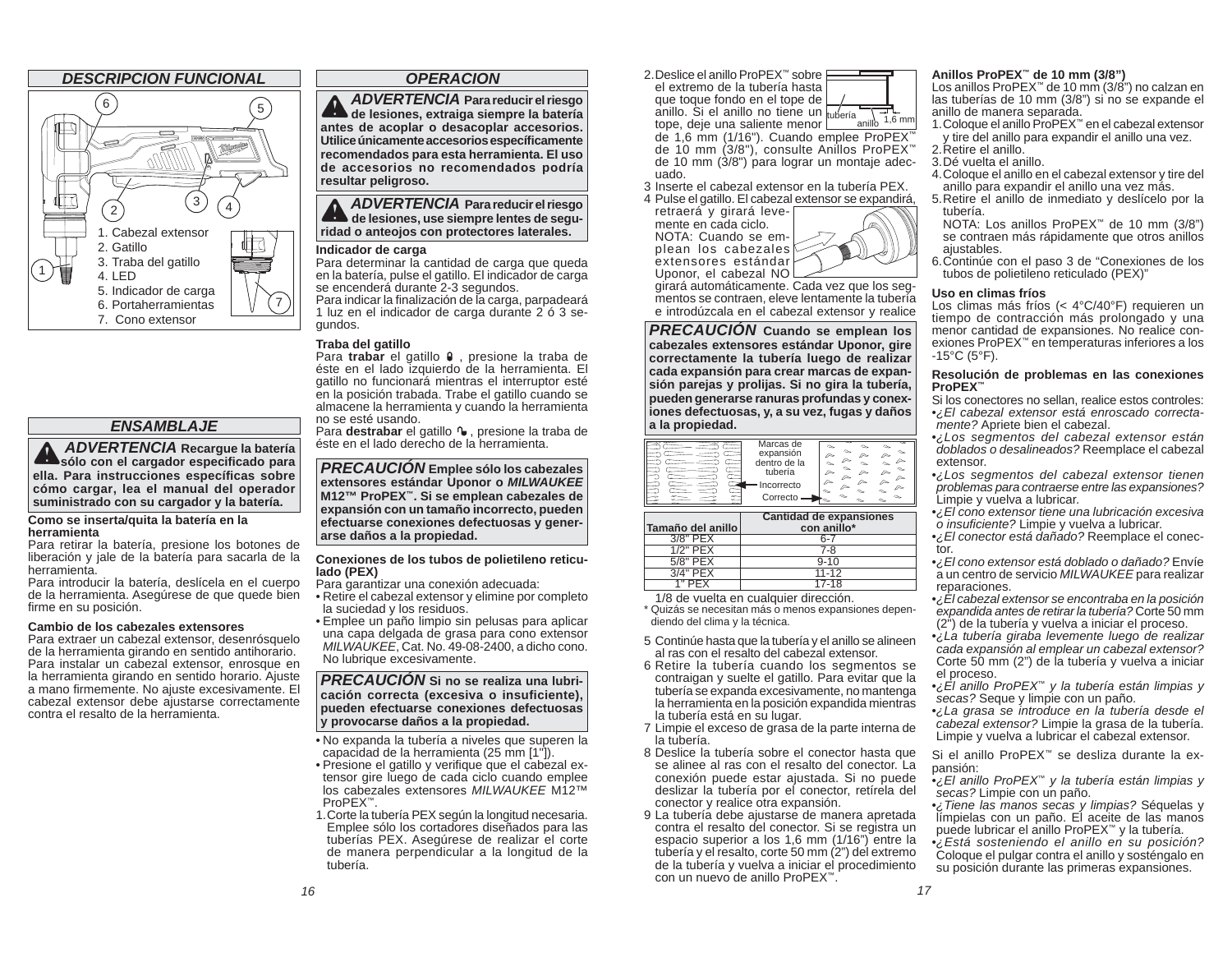## DESCRIPCION FUNCIONAL

1. Cabezal extensor
2. Gatillo
3. Traba del gatillo
4. LED
5. Indicador de carga
6. Portaherramientas
7. Cono extensor

## ENSAMBLAJE

**ADVERTENCIA Recargue la batería sólo con el cargador especificado para ella. Para instrucciones específicas sobre cómo cargar, lea el manual del operador suministrado con su cargador y la batería.**

**Como se inserta/quita la batería en la herramienta**

Para retirar la batería, presione los botones de liberación y jale de la batería para sacarla de la herramienta.

Para introducir la batería, deslícela en el cuerpo de la herramienta. Asegúrese de que quede bien firme en su posición.

**Cambio de los cabezales extensores**

Para extraer un cabezal extensor, desenrósquelo de la herramienta girando en sentido antihorario. Para instalar un cabezal extensor, enrosque en la herramienta girando en sentido horario. Ajuste a mano firmemente. No ajuste excesivamente. El cabezal extensor debe ajustarse correctamente contra el resalto de la herramienta.

## OPERACION

**ADVERTENCIA Para reducir el riesgo de lesiones, extraiga siempre la batería antes de acoplar o desacoplar accesorios. Utilice únicamente accesorios específicamente recomendados para esta herramienta. El uso de accesorios no recomendados podría resultar peligroso.**

**ADVERTENCIA Para reducir el riesgo de lesiones, use siempre lentes de seguridad o anteojos con protectores laterales.**

**Indicador de carga**

Para determinar la cantidad de carga que queda en la batería, pulse el gatillo. El indicador de carga se encenderá durante 2-3 segundos.

Para indicar la finalización de la carga, parpadeará 1 luz en el indicador de carga durante 2 ó 3 segundos.

**Traba del gatillo**

Para **trabar** el gatillo, presione la traba de éste en el lado izquierdo de la herramienta. El gatillo no funcionará mientras el interruptor esté en la posición trabada. Trabe el gatillo cuando se almacene la herramienta y cuando la herramienta no se esté usando.

Para **destrabar** el gatillo, presione la traba de éste en el lado derecho de la herramienta.

**PRECAUCIÓN Emplee sólo los cabezales extensores estándar Uponor o *MILWAUKEE* M12™ ProPEX™. Si se emplean cabezales de expansión con un tamaño incorrecto, pueden efectuarse conexiones defectuosas y generarse daños a la propiedad.**

**Conexiones de los tubos de polietileno reticulado (PEX)**

Para garantizar una conexión adecuada:

- Retire el cabezal extensor y elimine por completo la suciedad y los residuos.
- Emplee un paño limpio sin pelusas para aplicar una capa delgada de grasa para cono extensor *MILWAUKEE*, Cat. No. 49-08-2400, a dicho cono. No lubrique excesivamente.

**PRECAUCIÓN Si no se realiza una lubricación correcta (excesiva o insuficiente), pueden efectuarse conexiones defectuosas y provocarse daños a la propiedad.**

- No expanda la tubería a niveles que superen la capacidad de la herramienta (25 mm [1"]).
- Presione el gatillo y verifique que el cabezal extensor gire luego de cada ciclo cuando emplee los cabezales extensores *MILWAUKEE* M12™ ProPEX™.

1. Corte la tubería PEX según la longitud necesaria. Emplee sólo los cortadores diseñados para las tuberías PEX. Asegúrese de realizar el corte de manera perpendicular a la longitud de la tubería.
2. Deslice el anillo ProPEX™ sobre el extremo de la tubería hasta que toque fondo en el tope de anillo. Si el anillo no tiene un tope, deje una saliente menor de 1,6 mm (1/16"). Cuando emplee ProPEX™ de 10 mm (3/8"), consulte Anillos ProPEX™ de 10 mm (3/8") para lograr un montaje adecuado.

tubería — anillo — 1,6 mm

3. Inserte el cabezal extensor en la tubería PEX.
4. Pulse el gatillo. El cabezal extensor se expandirá, retraerá y girará levemente en cada ciclo.
   NOTA: Cuando se emplean los cabezales extensores estándar Uponor, el cabezal NO girará automáticamente. Cada vez que los segmentos se contraen, eleve lentamente la tubería e introdúzcala en el cabezal extensor y realice 1/8 de vuelta en cualquier dirección.

**PRECAUCIÓN Cuando se emplean los cabezales extensores estándar Uponor, gire correctamente la tubería luego de realizar cada expansión para crear marcas de expansión parejas y prolijas. Si no gira la tubería, pueden generarse ranuras profundas y conexiones defectuosas, y, a su vez, fugas y daños a la propiedad.**

Marcas de expansión dentro de la tubería — Incorrecto — Correcto

| Tamaño del anillo | Cantidad de expansiones con anillo* |
|---|---|
| 3/8" PEX | 6-7 |
| 1/2" PEX | 7-8 |
| 5/8" PEX | 9-10 |
| 3/4" PEX | 11-12 |
| 1" PEX | 17-18 |

\* Quizás se necesitan más o menos expansiones dependiendo del clima y la técnica.

5. Continúe hasta que la tubería y el anillo se alineen al ras con el resalto del cabezal extensor.
6. Retire la tubería cuando los segmentos se contraigan y suelte el gatillo. Para evitar que la tubería se expanda excesivamente, no mantenga la herramienta en la posición expandida mientras la tubería está en su lugar.
7. Limpie el exceso de grasa de la parte interna de la tubería.
8. Deslice la tubería sobre el conector hasta que se alinee al ras con el resalto del conector. La conexión puede estar ajustada. Si no puede deslizar la tubería por el conector, retírela del conector y realice otra expansión.
9. La tubería debe ajustarse de manera apretada contra el resalto del conector. Si se registra un espacio superior a los 1,6 mm (1/16") entre la tubería y el resalto, corte 50 mm (2") del extremo de la tubería y vuelva a iniciar el procedimiento con un nuevo de anillo ProPEX™.

**Anillos ProPEX™ de 10 mm (3/8")**

Los anillos ProPEX™ de 10 mm (3/8") no calzan en las tuberías de 10 mm (3/8") si no se expande el anillo de manera separada.

1. Coloque el anillo ProPEX™ en el cabezal extensor y tire del anillo para expandir el anillo una vez.
2. Retire el anillo.
3. Dé vuelta el anillo.
4. Coloque el anillo en el cabezal extensor y tire del anillo para expandir el anillo una vez más.
5. Retire el anillo de inmediato y deslícelo por la tubería.
   NOTA: Los anillos ProPEX™ de 10 mm (3/8") se contraen más rápidamente que otros anillos ajustables.
6. Continúe con el paso 3 de "Conexiones de los tubos de polietileno reticulado (PEX)"

**Uso en climas fríos**

Los climas más fríos (< 4°C/40°F) requieren un tiempo de contracción más prolongado y una menor cantidad de expansiones. No realice conexiones ProPEX™ en temperaturas inferiores a los -15°C (5°F).

**Resolución de problemas en las conexiones ProPEX™**

Si los conectores no sellan, realice estos controles:

- *¿El cabezal extensor está enroscado correctamente?* Apriete bien el cabezal.
- *¿Los segmentos del cabezal extensor están doblados o desalineados?* Reemplace el cabezal extensor.
- *¿Los segmentos del cabezal extensor tienen problemas para contraerse entre las expansiones?* Limpie y vuelva a lubricar.
- *¿El cono extensor tiene una lubricación excesiva o insuficiente?* Limpie y vuelva a lubricar.
- *¿El conector está dañado?* Reemplace el conector.
- *¿El cono extensor está doblado o dañado?* Envíe a un centro de servicio *MILWAUKEE* para realizar reparaciones.
- *¿El cabezal extensor se encontraba en la posición expandida antes de retirar la tubería?* Corte 50 mm (2") de la tubería y vuelva a iniciar el proceso.
- *¿La tubería giraba levemente luego de realizar cada expansión al emplear un cabezal extensor?* Corte 50 mm (2") de la tubería y vuelva a iniciar el proceso.
- *¿El anillo ProPEX™ y la tubería están limpias y secas?* Seque y limpie con un paño.
- *¿La grasa se introduce en la tubería desde el cabezal extensor?* Limpie la grasa de la tubería. Limpie y vuelva a lubricar el cabezal extensor.

Si el anillo ProPEX™ se desliza durante la expansión:

- *¿El anillo ProPEX™ y la tubería están limpias y secas?* Limpie con un paño.
- *¿Tiene las manos secas y limpias?* Séquelas y límpielas con un paño. El aceite de las manos puede lubricar el anillo ProPEX™ y la tubería.
- *¿Está sosteniendo el anillo en su posición?* Coloque el pulgar contra el anillo y sosténgalo en su posición durante las primeras expansiones.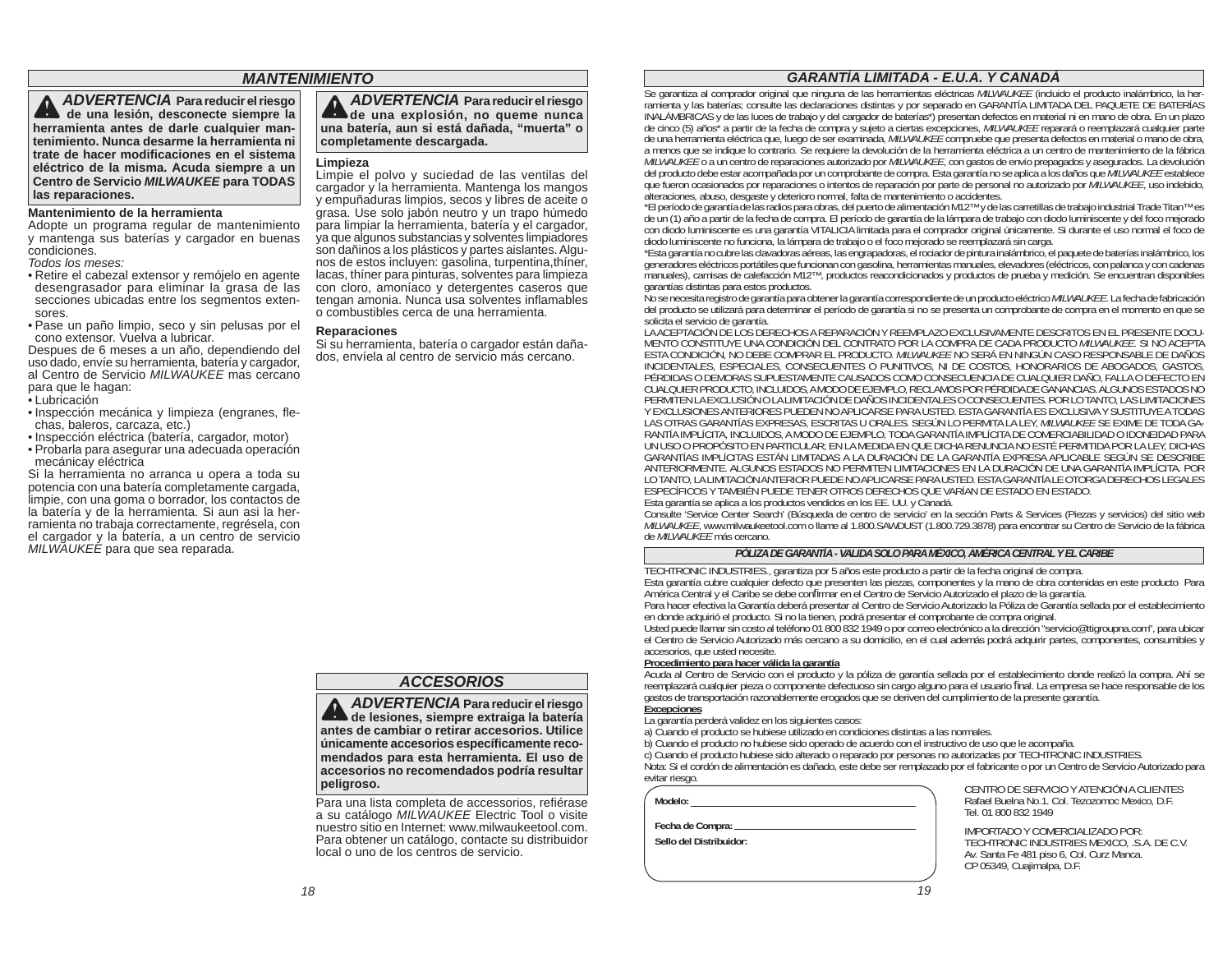## MANTENIMIENTO

**⚠ ADVERTENCIA Para reducir el riesgo de una lesión, desconecte siempre la herramienta antes de darle cualquier mantenimiento. Nunca desarme la herramienta ni trate de hacer modificaciones en el sistema eléctrico de la misma. Acuda siempre a un Centro de Servicio *MILWAUKEE* para TODAS las reparaciones.**

### Mantenimiento de la herramienta

Adopte un programa regular de mantenimiento y mantenga sus baterías y cargador en buenas condiciones.

*Todos los meses:*

- Retire el cabezal extensor y remójelo en agente desengrasador para eliminar la grasa de las secciones ubicadas entre los segmentos extensores.
- Pase un paño limpio, seco y sin pelusas por el cono extensor. Vuelva a lubricar.

Despues de 6 meses a un año, dependiendo del uso dado, envíe su herramienta, batería y cargador, al Centro de Servicio *MILWAUKEE* mas cercano para que le hagan:

- Lubricación
- Inspección mecánica y limpieza (engranes, flechas, baleros, carcaza, etc.)
- Inspección eléctrica (batería, cargador, motor)
- Probarla para asegurar una adecuada operación mecánicay eléctrica

Si la herramienta no arranca u opera a toda su potencia con una batería completamente cargada, limpie, con una goma o borrador, los contactos de la batería y de la herramienta. Si aun asi la herramienta no trabaja correctamente, regrésela, con el cargador y la batería, a un centro de servicio *MILWAUKEE* para que sea reparada.

**⚠ ADVERTENCIA Para reducir el riesgo de una explosión, no queme nunca una batería, aun si está dañada, "muerta" o completamente descargada.**

### Limpieza

Limpie el polvo y suciedad de las ventilas del cargador y la herramienta. Mantenga los mangos y empuñaduras limpios, secos y libres de aceite o grasa. Use solo jabón neutro y un trapo húmedo para limpiar la herramienta, batería y el cargador, ya que algunos substancias y solventes limpiadores son dañinos a los plásticos y partes aislantes. Algunos de estos incluyen: gasolina, turpentina,thíner, lacas, thíner para pinturas, solventes para limpieza con cloro, amoníaco y detergentes caseros que tengan amonia. Nunca usa solventes inflamables o combustibles cerca de una herramienta.

### Reparaciones

Si su herramienta, batería o cargador están dañados, envíela al centro de servicio más cercano.

## ACCESORIOS

**⚠ ADVERTENCIA Para reducir el riesgo de lesiones, siempre extraiga la batería antes de cambiar o retirar accesorios. Utilice únicamente accesorios específicamente recomendados para esta herramienta. El uso de accesorios no recomendados podría resultar peligroso.**

Para una lista completa de accessorios, refiérase a su catálogo *MILWAUKEE* Electric Tool o visite nuestro sitio en Internet: www.milwaukeetool.com. Para obtener un catálogo, contacte su distribuidor local o uno de los centros de servicio.

## GARANTÍA LIMITADA - E.U.A. Y CANADÁ

Se garantiza al comprador original que ninguna de las herramientas eléctricas *MILWAUKEE* (incluido el producto inalámbrico, la herramienta y las baterías; consulte las declaraciones distintas y por separado en GARANTÍA LIMITADA DEL PAQUETE DE BATERÍAS INALÁMBRICAS y de las luces de trabajo y del cargador de baterías*) presentan defectos en material ni en mano de obra. En un plazo de cinco (5) años* a partir de la fecha de compra y sujeto a ciertas excepciones, *MILWAUKEE* reparará o reemplazará cualquier parte de una herramienta eléctrica que, luego de ser examinada, *MILWAUKEE* compruebe que presenta defectos en material o mano de obra, a menos que se indique lo contrario. Se requiere la devolución de la herramienta eléctrica a un centro de mantenimiento de la fábrica *MILWAUKEE* o a un centro de reparaciones autorizado por *MILWAUKEE*, con gastos de envío prepagados y asegurados. La devolución del producto debe estar acompañada por un comprobante de compra. Esta garantía no se aplica a los daños que *MILWAUKEE* establece que fueron ocasionados por reparaciones o intentos de reparación por parte de personal no autorizado por *MILWAUKEE*, uso indebido, alteraciones, abuso, desgaste y deterioro normal, falta de mantenimiento o accidentes.

*El período de garantía de las radios para obras, del puerto de alimentación M12™ y de las carretillas de trabajo industrial Trade Titan™ es de un (1) año a partir de la fecha de compra. El período de garantía de la lámpara de trabajo con diodo luminiscente y del foco mejorado con diodo luminiscente es una garantía VITALICIA limitada para el comprador original únicamente. Si durante el uso normal el foco de diodo luminiscente no funciona, la lámpara de trabajo o el foco mejorado se reemplazará sin carga.

*Esta garantía no cubre las clavadoras aéreas, las engrapadoras, el rociador de pintura inalámbrico, el paquete de baterías inalámbrico, los generadores eléctricos portátiles que funcionan con gasolina, herramientas manuales, elevadores (eléctricos, con palanca y con cadenas manuales), camisas de calefacción M12™, productos reacondicionados y productos de prueba y medición. Se encuentran disponibles garantías distintas para estos productos.

No se necesita registro de garantía para obtener la garantía correspondiente de un producto eléctrico *MILWAUKEE*. La fecha de fabricación del producto se utilizará para determinar el período de garantía si no se presenta un comprobante de compra en el momento en que se solicita el servicio de garantía.

LA ACEPTACIÓN DE LOS DERECHOS A REPARACIÓN Y REEMPLAZO EXCLUSIVAMENTE DESCRITOS EN EL PRESENTE DOCUMENTO CONSTITUYE UNA CONDICIÓN DEL CONTRATO POR LA COMPRA DE CADA PRODUCTO *MILWAUKEE*. SI NO ACEPTA ESTA CONDICIÓN, NO DEBE COMPRAR EL PRODUCTO. *MILWAUKEE* NO SERÁ EN NINGÚN CASO RESPONSABLE DE DAÑOS INCIDENTALES, ESPECIALES, CONSECUENTES O PUNITIVOS, NI DE COSTOS, HONORARIOS DE ABOGADOS, GASTOS, PÉRDIDAS O DEMORAS SUPUESTAMENTE CAUSADOS COMO CONSECUENCIA DE CUALQUIER DAÑO, FALLA O DEFECTO EN CUALQUIER PRODUCTO, INCLUIDOS, A MODO DE EJEMPLO, RECLAMOS POR PÉRDIDA DE GANANCIAS. ALGUNOS ESTADOS NO PERMITEN LA EXCLUSIÓN O LA LIMITACIÓN DE DAÑOS INCIDENTALES O CONSECUENTES. POR LO TANTO, LAS LIMITACIONES Y EXCLUSIONES ANTERIORES PUEDEN NO APLICARSE PARA USTED. ESTA GARANTÍA ES EXCLUSIVA Y SUSTITUYE A TODAS LAS OTRAS GARANTÍAS EXPRESAS, ESCRITAS U ORALES. SEGÚN LO PERMITA LA LEY, *MILWAUKEE* SE EXIME DE TODA GARANTÍA IMPLÍCITA, INCLUIDOS, A MODO DE EJEMPLO, TODA GARANTÍA IMPLÍCITA DE COMERCIABILIDAD O IDONEIDAD PARA UN USO O PROPÓSITO EN PARTICULAR; EN LA MEDIDA EN QUE DICHA RENUNCIA NO ESTÉ PERMITIDA POR LA LEY, DICHAS GARANTÍAS IMPLÍCITAS ESTÁN LIMITADAS A LA DURACIÓN DE LA GARANTÍA EXPRESA APLICABLE SEGÚN SE DESCRIBE ANTERIORMENTE. ALGUNOS ESTADOS NO PERMITEN LIMITACIONES EN LA DURACIÓN DE UNA GARANTÍA IMPLÍCITA. POR LO TANTO, LA LIMITACIÓN ANTERIOR PUEDE NO APLICARSE PARA USTED. ESTA GARANTÍA LE OTORGA DERECHOS LEGALES ESPECÍFICOS Y TAMBIÉN PUEDE TENER OTROS DERECHOS QUE VARÍAN DE ESTADO EN ESTADO.

Esta garantía se aplica a los productos vendidos en los EE. UU. y Canadá.

Consulte 'Service Center Search' (Búsqueda de centro de servicio' en la sección Parts & Services (Piezas y servicios) del sitio web *MILWAUKEE*, www.milwaukeetool.com o llame al 1.800.SAWDUST (1.800.729.3878) para encontrar su Centro de Servicio de la fábrica de *MILWAUKEE* más cercano.

### PÓLIZA DE GARANTÍA - VALIDA SOLO PARA MEXICO, AMERICA CENTRAL Y EL CARIBE

TECHTRONIC INDUSTRIES., garantiza por 5 años este producto a partir de la fecha original de compra.

Esta garantía cubre cualquier defecto que presenten las piezas, componentes y la mano de obra contenidas en este producto Para América Central y el Caribe se debe confirmar en el Centro de Servicio Autorizado el plazo de la garantía.

Para hacer efectiva la Garantía deberá presentar al Centro de Servicio Autorizado la Póliza de Garantía sellada por el establecimiento en donde adquirió el producto. Si no la tienen, podrá presentar el comprobante de compra original.

Usted puede llamar sin costo al teléfono 01 800 832 1949 o por correo electrónico a la dirección "servicio@ttigroupna.com", para ubicar el Centro de Servicio Autorizado más cercano a su domicilio, en el cual además podrá adquirir partes, componentes, consumibles y accesorios, que usted necesite.

**Procedimiento para hacer válida la garantía**

Acuda al Centro de Servicio con el producto y la póliza de garantía sellada por el establecimiento donde realizó la compra. Ahí se reemplazará cualquier pieza o componente defectuoso sin cargo alguno para el usuario final. La empresa se hace responsable de los gastos de transportación razonablemente erogados que se deriven del cumplimiento de la presente garantía.

**Excepciones**

La garantía perderá validez en los siguientes casos:

a) Cuando el producto se hubiese utilizado en condiciones distintas a las normales.

b) Cuando el producto no hubiese sido operado de acuerdo con el instructivo de uso que le acompaña.

c) Cuando el producto hubiese sido alterado o reparado por personas no autorizadas por TECHTRONIC INDUSTRIES.

Nota: Si el cordón de alimentación es dañado, este debe ser remplazado por el fabricante o por un Centro de Servicio Autorizado para evitar riesgo.

**Modelo:** ____________________

**Fecha de Compra:** ____________________

**Sello del Distribuidor:**

CENTRO DE SERVICIO Y ATENCIÓN A CLIENTES
Rafael Buelna No.1. Col. Tezozomoc Mexico, D.F.
Tel. 01 800 832 1949

IMPORTADO Y COMERCIALIZADO POR:
TECHTRONIC INDUSTRIES MEXICO, .S.A. DE C.V.
Av. Santa Fe 481 piso 6, Col. Curz Manca.
CP 05349, Cuajimalpa, D.F.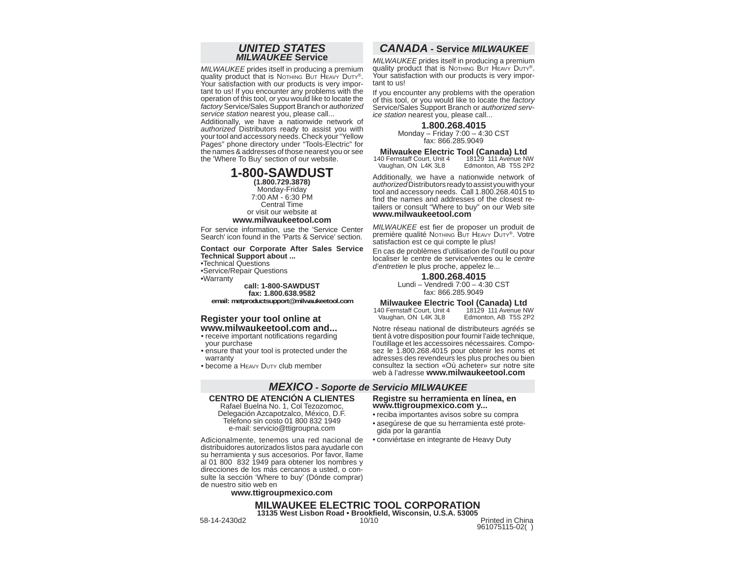## UNITED STATES
### *MILWAUKEE* Service

*MILWAUKEE* prides itself in producing a premium quality product that is NOTHING BUT HEAVY DUTY®. Your satisfaction with our products is very important to us! If you encounter any problems with the operation of this tool, or you would like to locate the *factory* Service/Sales Support Branch or *authorized service station* nearest you, please call...

Additionally, we have a nationwide network of *authorized* Distributors ready to assist you with your tool and accessory needs. Check your "Yellow Pages" phone directory under "Tools-Electric" for the names & addresses of those nearest you or see the 'Where To Buy' section of our website.

**1-800-SAWDUST**
**(1.800.729.3878)**
Monday-Friday
7:00 AM - 6:30 PM
Central Time
or visit our website at
**www.milwaukeetool.com**

For service information, use the 'Service Center Search' icon found in the 'Parts & Service' section.

**Contact our Corporate After Sales Service Technical Support about ...**
•Technical Questions
•Service/Repair Questions
•Warranty

**call: 1-800-SAWDUST**
**fax: 1.800.638.9582**
**email: metproductsupport@milwaukeetool.com**

**Register your tool online at www.milwaukeetool.com and...**

- receive important notifications regarding your purchase
- ensure that your tool is protected under the warranty
- become a HEAVY DUTY club member

## *CANADA* - Service *MILWAUKEE*

*MILWAUKEE* prides itself in producing a premium quality product that is NOTHING BUT HEAVY DUTY®. Your satisfaction with our products is very important to us!

If you encounter any problems with the operation of this tool, or you would like to locate the *factory* Service/Sales Support Branch or *authorized service station* nearest you, please call...

**1.800.268.4015**
Monday – Friday 7:00 – 4:30 CST
fax: 866.285.9049

**Milwaukee Electric Tool (Canada) Ltd**
140 Fernstaff Court, Unit 4
Vaughan, ON L4K 3L8
18129 111 Avenue NW
Edmonton, AB T5S 2P2

Additionally, we have a nationwide network of *authorized* Distributors ready to assist you with your tool and accessory needs. Call 1.800.268.4015 to find the names and addresses of the closest retailers or consult "Where to buy" on our Web site **www.milwaukeetool.com**

*MILWAUKEE* est fier de proposer un produit de première qualité NOTHING BUT HEAVY DUTY®. Votre satisfaction est ce qui compte le plus!

En cas de problèmes d'utilisation de l'outil ou pour localiser le centre de service/ventes ou le *centre d'entretien* le plus proche, appelez le...

**1.800.268.4015**
Lundi – Vendredi 7:00 – 4:30 CST
fax: 866.285.9049

**Milwaukee Electric Tool (Canada) Ltd**
140 Fernstaff Court, Unit 4
Vaughan, ON L4K 3L8
18129 111 Avenue NW
Edmonton, AB T5S 2P2

Notre réseau national de distributeurs *agréés* se tient à votre disposition pour fournir l'aide technique, l'outillage et les accessoires nécessaires. Composez le 1.800.268.4015 pour obtenir les noms et adresses des revendeurs les plus proches ou bien consultez la section «Où acheter» sur notre site web à l'adresse **www.milwaukeetool.com**

## *MEXICO* - *Soporte de Servicio MILWAUKEE*

**CENTRO DE ATENCIÓN A CLIENTES**
Rafael Buelna No. 1, Col Tezozomoc,
Delegación Azcapotzalco, México, D.F.
Telefono sin costo 01 800 832 1949
e-mail: servicio@ttigroupna.com

Adicionalmente, tenemos una red nacional de distribuidores autorizados listos para ayudarle con su herramienta y sus accesorios. Por favor, llame al 01 800 832 1949 para obtener los nombres y direcciones de los más cercanos a usted, o consulte la sección 'Where to buy' (Dónde comprar) de nuestro sitio web en

**www.ttigroupmexico.com**

**Registre su herramienta en línea, en www.ttigroupmexico.com y...**

- reciba importantes avisos sobre su compra
- asegúrese de que su herramienta esté protegida por la garantía
- conviértase en integrante de Heavy Duty

**MILWAUKEE ELECTRIC TOOL CORPORATION**
**13135 West Lisbon Road • Brookfield, Wisconsin, U.S.A. 53005**

58-14-2430d2 10/10 Printed in China
961075115-02( )